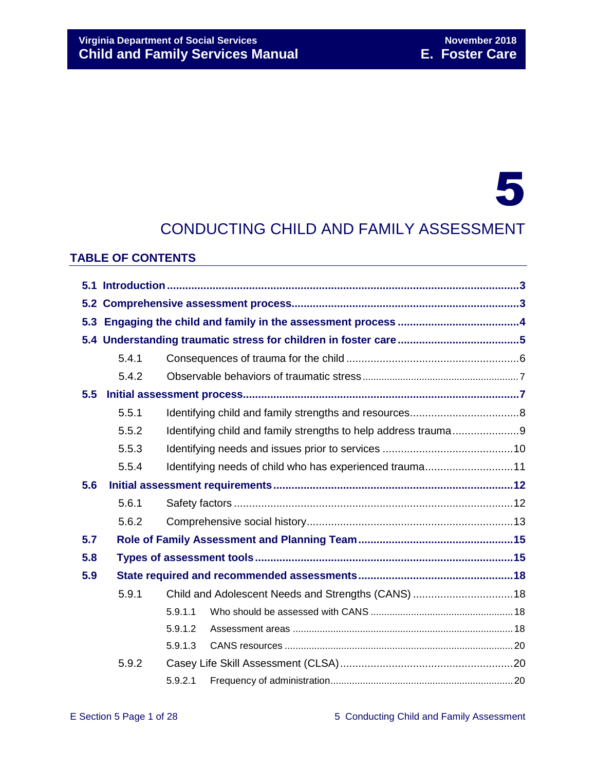# 5

# CONDUCTING CHILD AND FAMILY ASSESSMENT

## TABLE OF CONTENTS

**5.1 Introduction** ..... **3**

**5.2 Comprehensive assessment process** ..... **3**

**5.3 Engaging the child and family in the assessment process** ..... **4**

**5.4 Understanding traumatic stress for children in foster care** ..... **5**

- 5.4.1 Consequences of trauma for the child ..... 6
- 5.4.2 Observable behaviors of traumatic stress ..... 7

**5.5 Initial assessment process** ..... **7**

- 5.5.1 Identifying child and family strengths and resources ..... 8
- 5.5.2 Identifying child and family strengths to help address trauma ..... 9
- 5.5.3 Identifying needs and issues prior to services ..... 10
- 5.5.4 Identifying needs of child who has experienced trauma ..... 11

**5.6 Initial assessment requirements** ..... **12**

- 5.6.1 Safety factors ..... 12
- 5.6.2 Comprehensive social history ..... 13

**5.7 Role of Family Assessment and Planning Team** ..... **15**

**5.8 Types of assessment tools** ..... **15**

**5.9 State required and recommended assessments** ..... **18**

- 5.9.1 Child and Adolescent Needs and Strengths (CANS) ..... 18
  - 5.9.1.1 Who should be assessed with CANS ..... 18
  - 5.9.1.2 Assessment areas ..... 18
  - 5.9.1.3 CANS resources ..... 20
- 5.9.2 Casey Life Skill Assessment (CLSA) ..... 20
  - 5.9.2.1 Frequency of administration ..... 20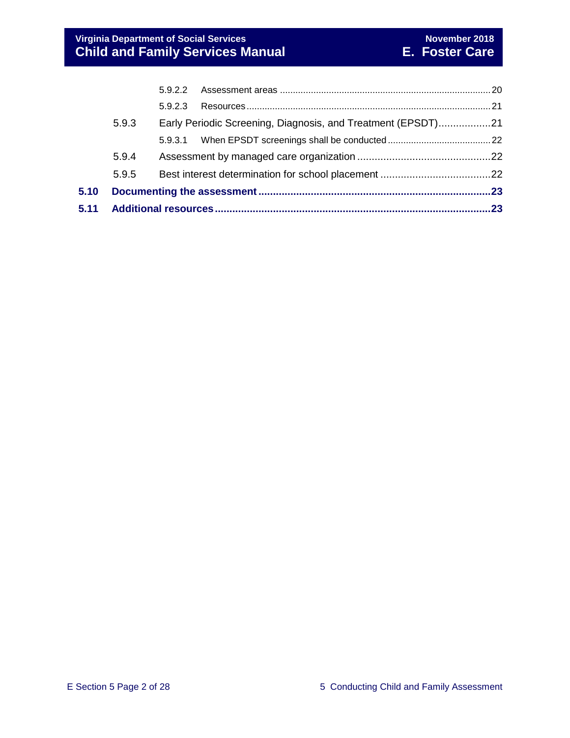5.9.2.2 Assessment areas ..... 20

5.9.2.3 Resources ..... 21

5.9.3 Early Periodic Screening, Diagnosis, and Treatment (EPSDT) ..... 21

5.9.3.1 When EPSDT screenings shall be conducted ..... 22

5.9.4 Assessment by managed care organization ..... 22

5.9.5 Best interest determination for school placement ..... 22

**5.10 Documenting the assessment ..... 23**

**5.11 Additional resources ..... 23**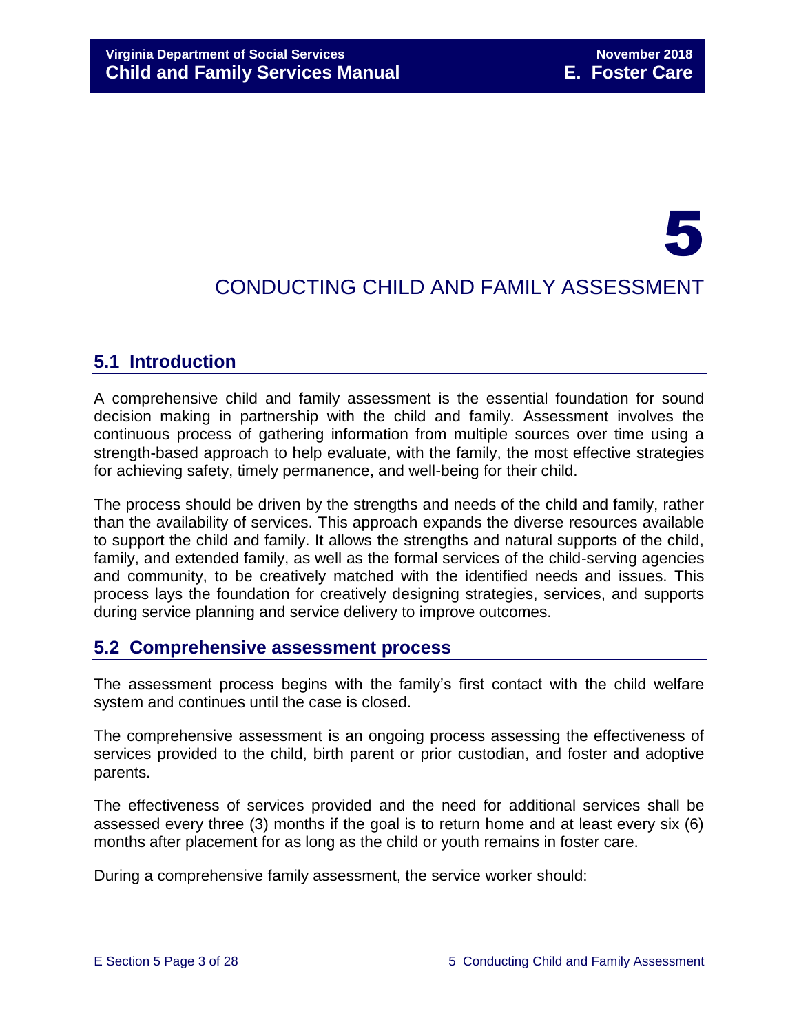# 5

# CONDUCTING CHILD AND FAMILY ASSESSMENT

## 5.1 Introduction

A comprehensive child and family assessment is the essential foundation for sound decision making in partnership with the child and family. Assessment involves the continuous process of gathering information from multiple sources over time using a strength-based approach to help evaluate, with the family, the most effective strategies for achieving safety, timely permanence, and well-being for their child.

The process should be driven by the strengths and needs of the child and family, rather than the availability of services. This approach expands the diverse resources available to support the child and family. It allows the strengths and natural supports of the child, family, and extended family, as well as the formal services of the child-serving agencies and community, to be creatively matched with the identified needs and issues. This process lays the foundation for creatively designing strategies, services, and supports during service planning and service delivery to improve outcomes.

## 5.2 Comprehensive assessment process

The assessment process begins with the family's first contact with the child welfare system and continues until the case is closed.

The comprehensive assessment is an ongoing process assessing the effectiveness of services provided to the child, birth parent or prior custodian, and foster and adoptive parents.

The effectiveness of services provided and the need for additional services shall be assessed every three (3) months if the goal is to return home and at least every six (6) months after placement for as long as the child or youth remains in foster care.

During a comprehensive family assessment, the service worker should: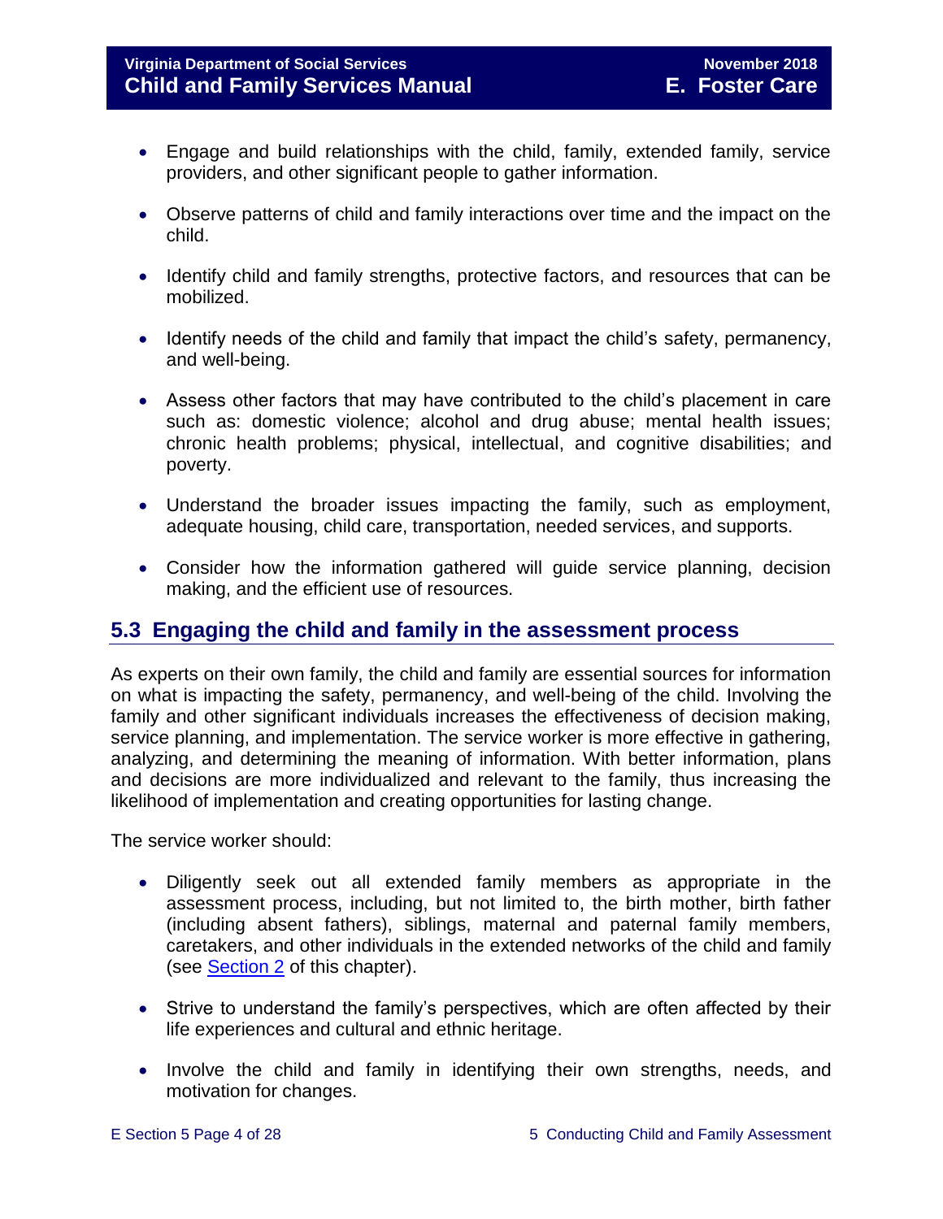- Engage and build relationships with the child, family, extended family, service providers, and other significant people to gather information.

- Observe patterns of child and family interactions over time and the impact on the child.

- Identify child and family strengths, protective factors, and resources that can be mobilized.

- Identify needs of the child and family that impact the child's safety, permanency, and well-being.

- Assess other factors that may have contributed to the child's placement in care such as: domestic violence; alcohol and drug abuse; mental health issues; chronic health problems; physical, intellectual, and cognitive disabilities; and poverty.

- Understand the broader issues impacting the family, such as employment, adequate housing, child care, transportation, needed services, and supports.

- Consider how the information gathered will guide service planning, decision making, and the efficient use of resources.

## 5.3 Engaging the child and family in the assessment process

As experts on their own family, the child and family are essential sources for information on what is impacting the safety, permanency, and well-being of the child. Involving the family and other significant individuals increases the effectiveness of decision making, service planning, and implementation. The service worker is more effective in gathering, analyzing, and determining the meaning of information. With better information, plans and decisions are more individualized and relevant to the family, thus increasing the likelihood of implementation and creating opportunities for lasting change.

The service worker should:

- Diligently seek out all extended family members as appropriate in the assessment process, including, but not limited to, the birth mother, birth father (including absent fathers), siblings, maternal and paternal family members, caretakers, and other individuals in the extended networks of the child and family (see Section 2 of this chapter).

- Strive to understand the family's perspectives, which are often affected by their life experiences and cultural and ethnic heritage.

- Involve the child and family in identifying their own strengths, needs, and motivation for changes.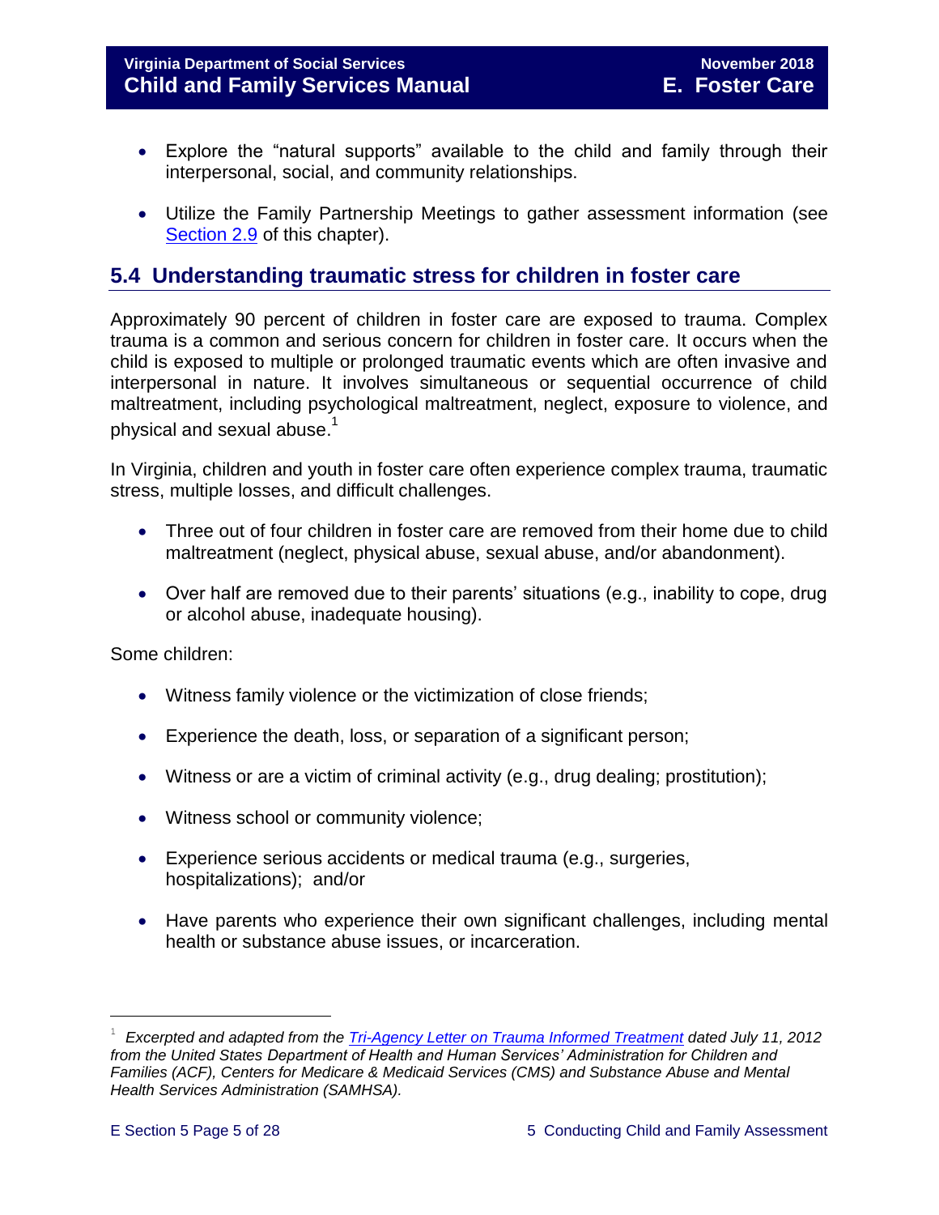- Explore the "natural supports" available to the child and family through their interpersonal, social, and community relationships.

- Utilize the Family Partnership Meetings to gather assessment information (see Section 2.9 of this chapter).

## 5.4 Understanding traumatic stress for children in foster care

Approximately 90 percent of children in foster care are exposed to trauma. Complex trauma is a common and serious concern for children in foster care. It occurs when the child is exposed to multiple or prolonged traumatic events which are often invasive and interpersonal in nature. It involves simultaneous or sequential occurrence of child maltreatment, including psychological maltreatment, neglect, exposure to violence, and physical and sexual abuse.[1]

In Virginia, children and youth in foster care often experience complex trauma, traumatic stress, multiple losses, and difficult challenges.

- Three out of four children in foster care are removed from their home due to child maltreatment (neglect, physical abuse, sexual abuse, and/or abandonment).

- Over half are removed due to their parents' situations (e.g., inability to cope, drug or alcohol abuse, inadequate housing).

Some children:

- Witness family violence or the victimization of close friends;

- Experience the death, loss, or separation of a significant person;

- Witness or are a victim of criminal activity (e.g., drug dealing; prostitution);

- Witness school or community violence;

- Experience serious accidents or medical trauma (e.g., surgeries, hospitalizations); and/or

- Have parents who experience their own significant challenges, including mental health or substance abuse issues, or incarceration.

---

[1] *Excerpted and adapted from the Tri-Agency Letter on Trauma Informed Treatment dated July 11, 2012 from the United States Department of Health and Human Services' Administration for Children and Families (ACF), Centers for Medicare & Medicaid Services (CMS) and Substance Abuse and Mental Health Services Administration (SAMHSA).*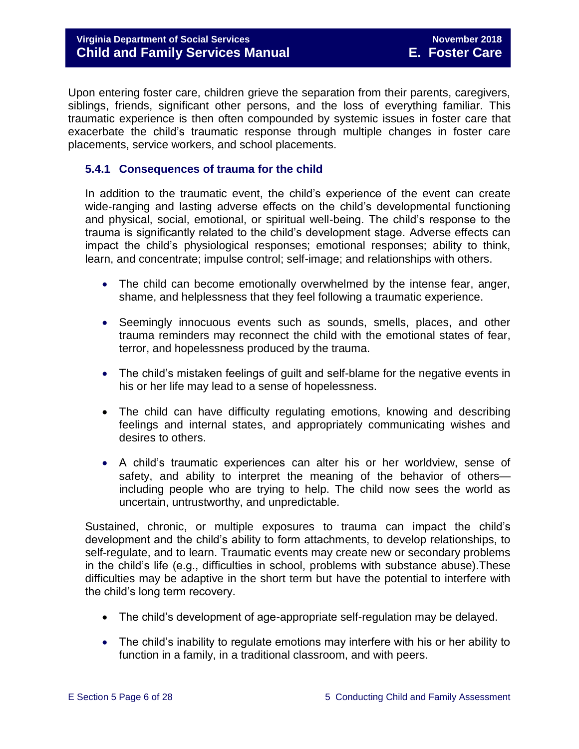Upon entering foster care, children grieve the separation from their parents, caregivers, siblings, friends, significant other persons, and the loss of everything familiar. This traumatic experience is then often compounded by systemic issues in foster care that exacerbate the child's traumatic response through multiple changes in foster care placements, service workers, and school placements.

### 5.4.1 Consequences of trauma for the child

In addition to the traumatic event, the child's experience of the event can create wide-ranging and lasting adverse effects on the child's developmental functioning and physical, social, emotional, or spiritual well-being. The child's response to the trauma is significantly related to the child's development stage. Adverse effects can impact the child's physiological responses; emotional responses; ability to think, learn, and concentrate; impulse control; self-image; and relationships with others.

- The child can become emotionally overwhelmed by the intense fear, anger, shame, and helplessness that they feel following a traumatic experience.
- Seemingly innocuous events such as sounds, smells, places, and other trauma reminders may reconnect the child with the emotional states of fear, terror, and hopelessness produced by the trauma.
- The child's mistaken feelings of guilt and self-blame for the negative events in his or her life may lead to a sense of hopelessness.
- The child can have difficulty regulating emotions, knowing and describing feelings and internal states, and appropriately communicating wishes and desires to others.
- A child's traumatic experiences can alter his or her worldview, sense of safety, and ability to interpret the meaning of the behavior of others—including people who are trying to help. The child now sees the world as uncertain, untrustworthy, and unpredictable.

Sustained, chronic, or multiple exposures to trauma can impact the child's development and the child's ability to form attachments, to develop relationships, to self-regulate, and to learn. Traumatic events may create new or secondary problems in the child's life (e.g., difficulties in school, problems with substance abuse).These difficulties may be adaptive in the short term but have the potential to interfere with the child's long term recovery.

- The child's development of age-appropriate self-regulation may be delayed.
- The child's inability to regulate emotions may interfere with his or her ability to function in a family, in a traditional classroom, and with peers.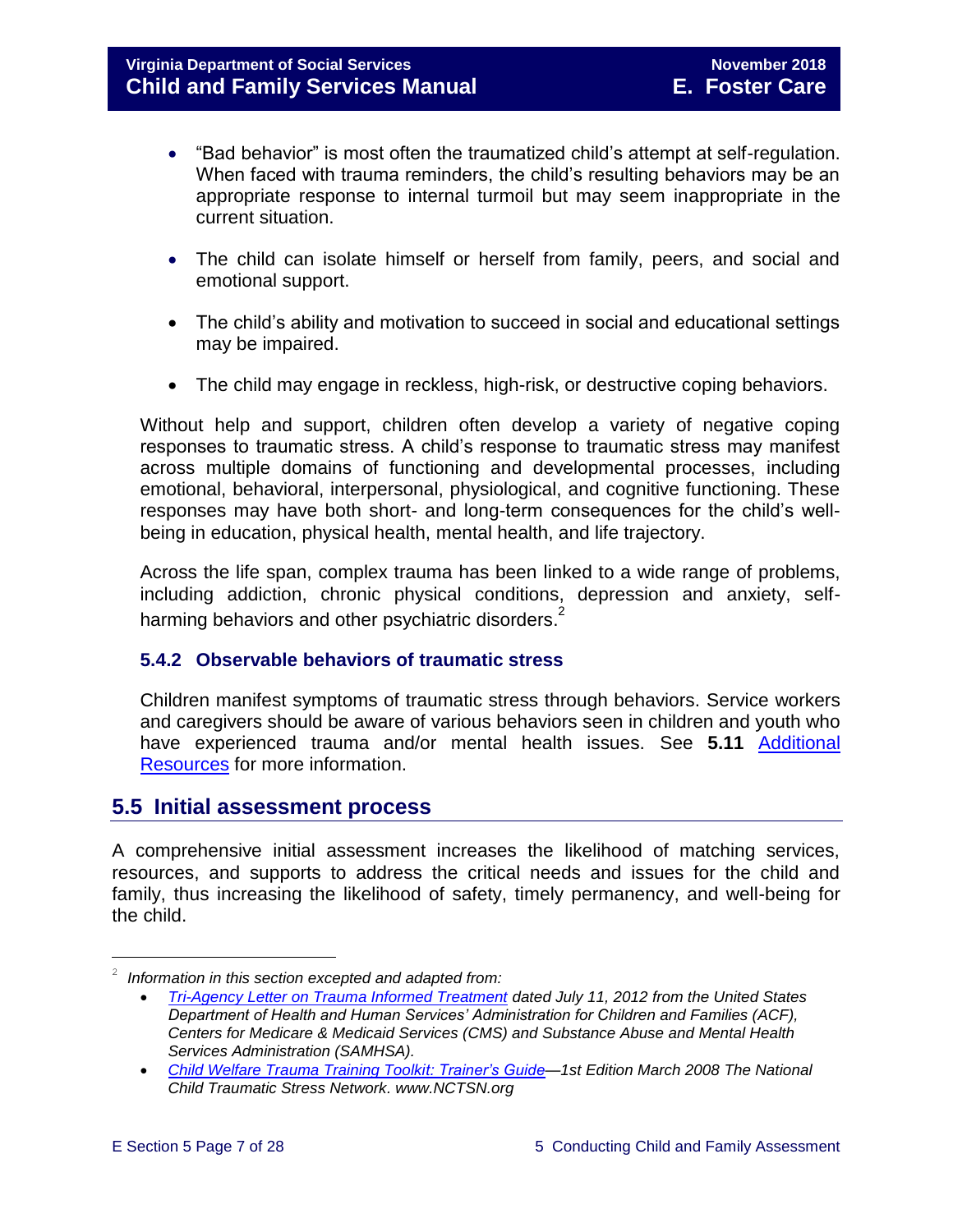- "Bad behavior" is most often the traumatized child's attempt at self-regulation. When faced with trauma reminders, the child's resulting behaviors may be an appropriate response to internal turmoil but may seem inappropriate in the current situation.

- The child can isolate himself or herself from family, peers, and social and emotional support.

- The child's ability and motivation to succeed in social and educational settings may be impaired.

- The child may engage in reckless, high-risk, or destructive coping behaviors.

Without help and support, children often develop a variety of negative coping responses to traumatic stress. A child's response to traumatic stress may manifest across multiple domains of functioning and developmental processes, including emotional, behavioral, interpersonal, physiological, and cognitive functioning. These responses may have both short- and long-term consequences for the child's well-being in education, physical health, mental health, and life trajectory.

Across the life span, complex trauma has been linked to a wide range of problems, including addiction, chronic physical conditions, depression and anxiety, self-harming behaviors and other psychiatric disorders.[2]

### 5.4.2 Observable behaviors of traumatic stress

Children manifest symptoms of traumatic stress through behaviors. Service workers and caregivers should be aware of various behaviors seen in children and youth who have experienced trauma and/or mental health issues. See **5.11** Additional Resources for more information.

## 5.5 Initial assessment process

A comprehensive initial assessment increases the likelihood of matching services, resources, and supports to address the critical needs and issues for the child and family, thus increasing the likelihood of safety, timely permanency, and well-being for the child.

---

[2] *Information in this section excepted and adapted from:*

- *Tri-Agency Letter on Trauma Informed Treatment dated July 11, 2012 from the United States Department of Health and Human Services' Administration for Children and Families (ACF), Centers for Medicare & Medicaid Services (CMS) and Substance Abuse and Mental Health Services Administration (SAMHSA).*
- *Child Welfare Trauma Training Toolkit: Trainer's Guide—1st Edition March 2008 The National Child Traumatic Stress Network. www.NCTSN.org*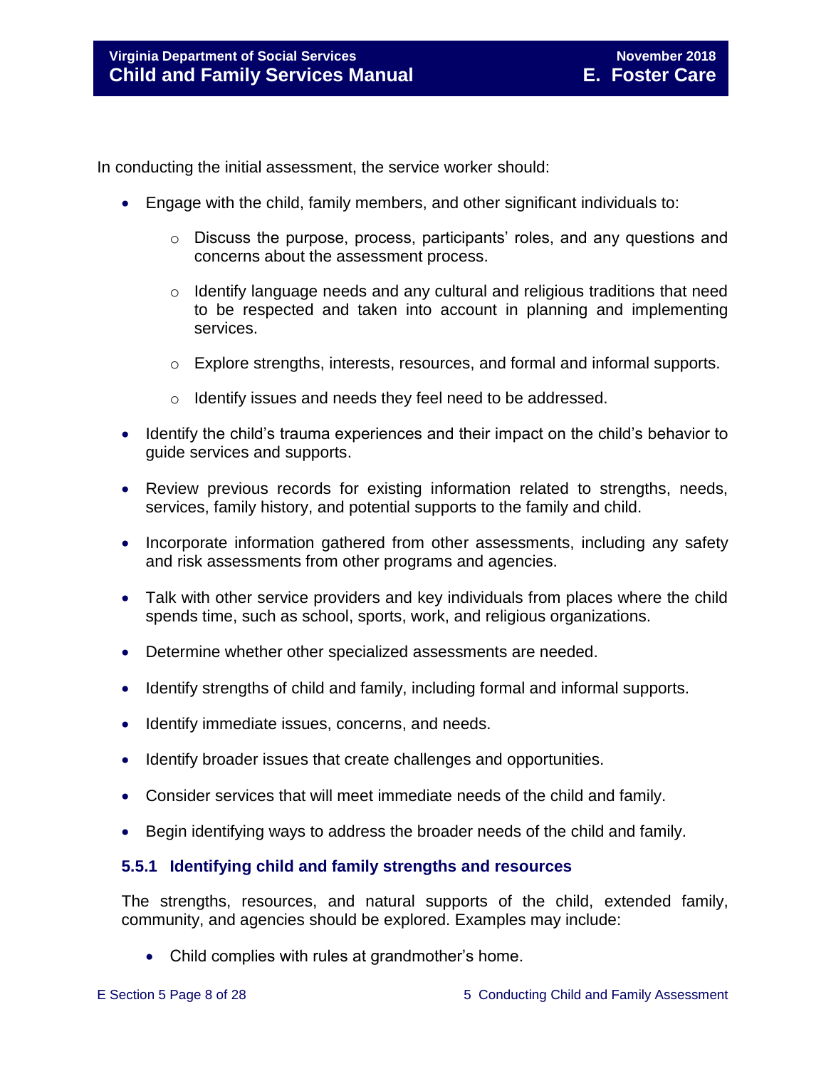In conducting the initial assessment, the service worker should:

- Engage with the child, family members, and other significant individuals to:
    - Discuss the purpose, process, participants' roles, and any questions and concerns about the assessment process.
    - Identify language needs and any cultural and religious traditions that need to be respected and taken into account in planning and implementing services.
    - Explore strengths, interests, resources, and formal and informal supports.
    - Identify issues and needs they feel need to be addressed.
- Identify the child's trauma experiences and their impact on the child's behavior to guide services and supports.
- Review previous records for existing information related to strengths, needs, services, family history, and potential supports to the family and child.
- Incorporate information gathered from other assessments, including any safety and risk assessments from other programs and agencies.
- Talk with other service providers and key individuals from places where the child spends time, such as school, sports, work, and religious organizations.
- Determine whether other specialized assessments are needed.
- Identify strengths of child and family, including formal and informal supports.
- Identify immediate issues, concerns, and needs.
- Identify broader issues that create challenges and opportunities.
- Consider services that will meet immediate needs of the child and family.
- Begin identifying ways to address the broader needs of the child and family.

### 5.5.1 Identifying child and family strengths and resources

The strengths, resources, and natural supports of the child, extended family, community, and agencies should be explored. Examples may include:

- Child complies with rules at grandmother's home.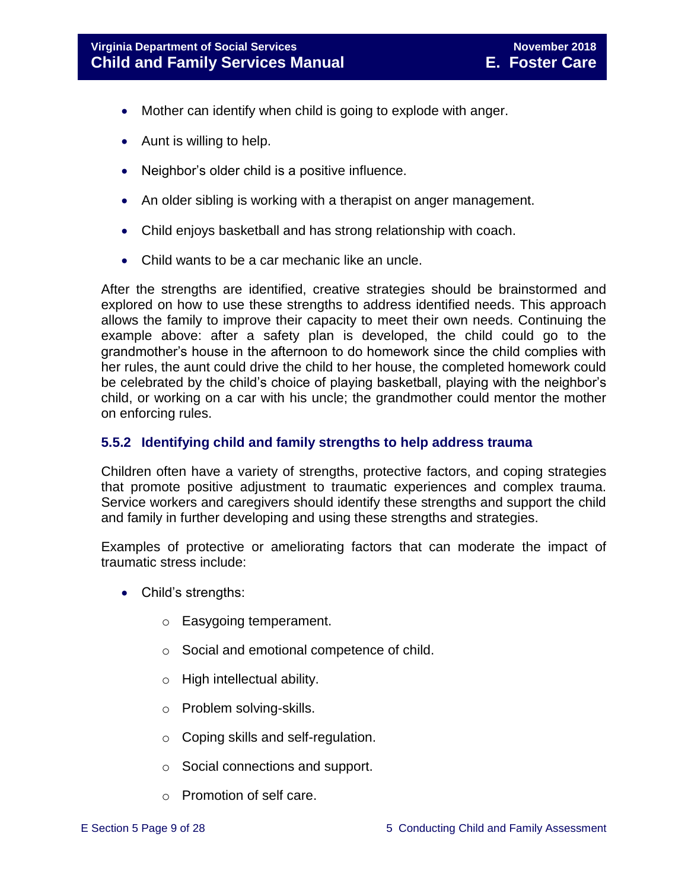- Mother can identify when child is going to explode with anger.
- Aunt is willing to help.
- Neighbor's older child is a positive influence.
- An older sibling is working with a therapist on anger management.
- Child enjoys basketball and has strong relationship with coach.
- Child wants to be a car mechanic like an uncle.

After the strengths are identified, creative strategies should be brainstormed and explored on how to use these strengths to address identified needs. This approach allows the family to improve their capacity to meet their own needs. Continuing the example above: after a safety plan is developed, the child could go to the grandmother's house in the afternoon to do homework since the child complies with her rules, the aunt could drive the child to her house, the completed homework could be celebrated by the child's choice of playing basketball, playing with the neighbor's child, or working on a car with his uncle; the grandmother could mentor the mother on enforcing rules.

### 5.5.2 Identifying child and family strengths to help address trauma

Children often have a variety of strengths, protective factors, and coping strategies that promote positive adjustment to traumatic experiences and complex trauma. Service workers and caregivers should identify these strengths and support the child and family in further developing and using these strengths and strategies.

Examples of protective or ameliorating factors that can moderate the impact of traumatic stress include:

- Child's strengths:
  - Easygoing temperament.
  - Social and emotional competence of child.
  - High intellectual ability.
  - Problem solving-skills.
  - Coping skills and self-regulation.
  - Social connections and support.
  - Promotion of self care.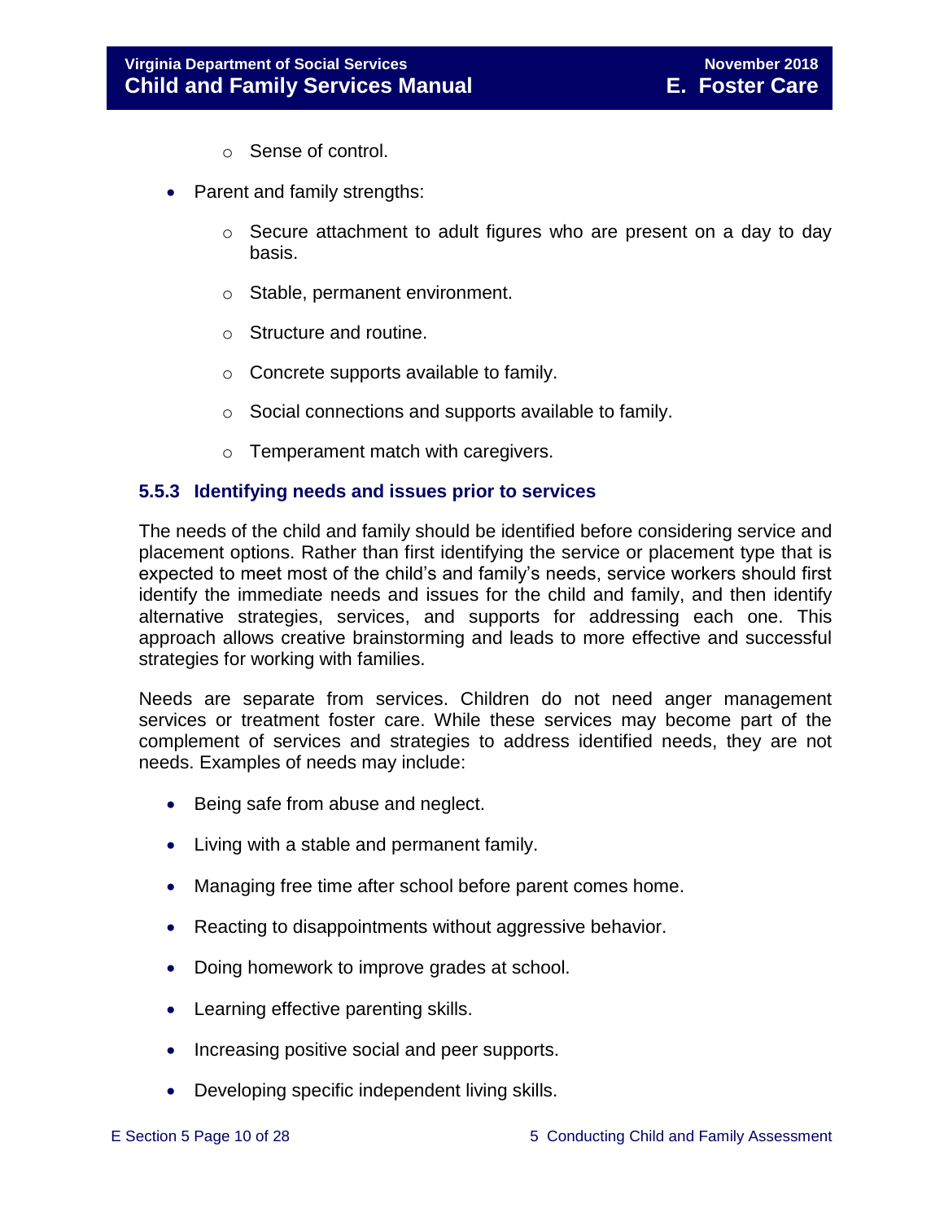- Sense of control.

- Parent and family strengths:
    - Secure attachment to adult figures who are present on a day to day basis.
    - Stable, permanent environment.
    - Structure and routine.
    - Concrete supports available to family.
    - Social connections and supports available to family.
    - Temperament match with caregivers.

### 5.5.3 Identifying needs and issues prior to services

The needs of the child and family should be identified before considering service and placement options. Rather than first identifying the service or placement type that is expected to meet most of the child's and family's needs, service workers should first identify the immediate needs and issues for the child and family, and then identify alternative strategies, services, and supports for addressing each one. This approach allows creative brainstorming and leads to more effective and successful strategies for working with families.

Needs are separate from services. Children do not need anger management services or treatment foster care. While these services may become part of the complement of services and strategies to address identified needs, they are not needs. Examples of needs may include:

- Being safe from abuse and neglect.
- Living with a stable and permanent family.
- Managing free time after school before parent comes home.
- Reacting to disappointments without aggressive behavior.
- Doing homework to improve grades at school.
- Learning effective parenting skills.
- Increasing positive social and peer supports.
- Developing specific independent living skills.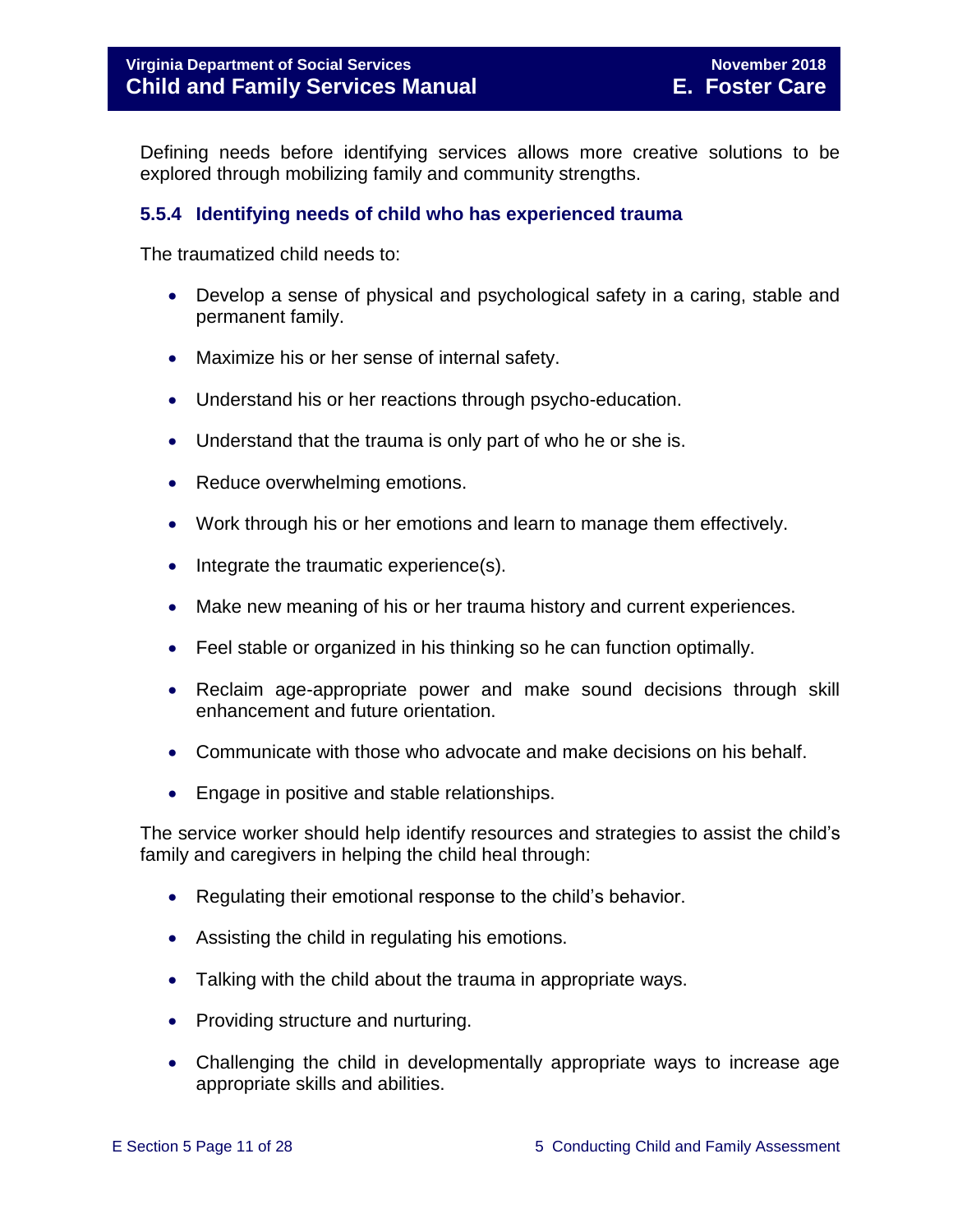Defining needs before identifying services allows more creative solutions to be explored through mobilizing family and community strengths.

### 5.5.4 Identifying needs of child who has experienced trauma

The traumatized child needs to:

- Develop a sense of physical and psychological safety in a caring, stable and permanent family.
- Maximize his or her sense of internal safety.
- Understand his or her reactions through psycho-education.
- Understand that the trauma is only part of who he or she is.
- Reduce overwhelming emotions.
- Work through his or her emotions and learn to manage them effectively.
- Integrate the traumatic experience(s).
- Make new meaning of his or her trauma history and current experiences.
- Feel stable or organized in his thinking so he can function optimally.
- Reclaim age-appropriate power and make sound decisions through skill enhancement and future orientation.
- Communicate with those who advocate and make decisions on his behalf.
- Engage in positive and stable relationships.

The service worker should help identify resources and strategies to assist the child's family and caregivers in helping the child heal through:

- Regulating their emotional response to the child's behavior.
- Assisting the child in regulating his emotions.
- Talking with the child about the trauma in appropriate ways.
- Providing structure and nurturing.
- Challenging the child in developmentally appropriate ways to increase age appropriate skills and abilities.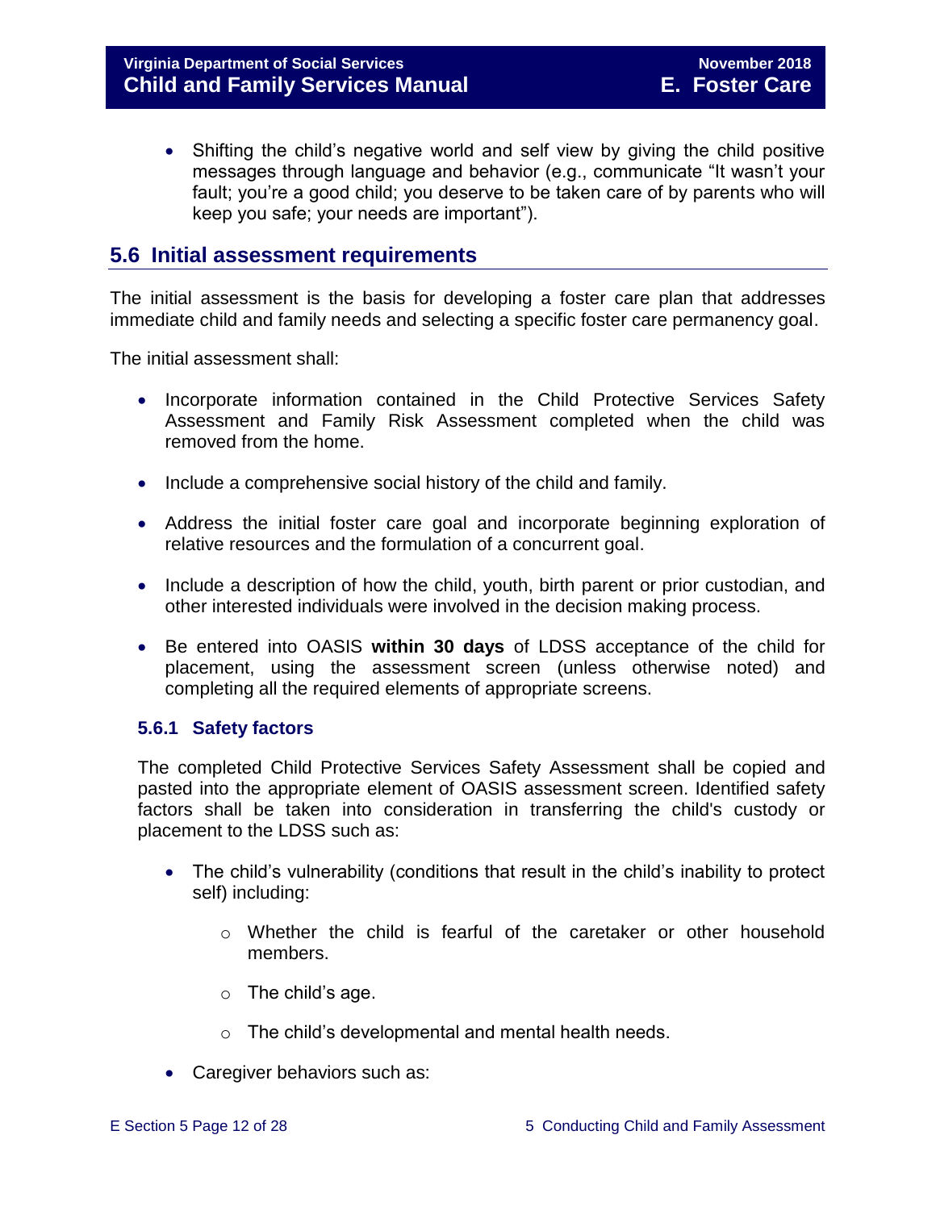- Shifting the child's negative world and self view by giving the child positive messages through language and behavior (e.g., communicate "It wasn't your fault; you're a good child; you deserve to be taken care of by parents who will keep you safe; your needs are important").

## 5.6 Initial assessment requirements

The initial assessment is the basis for developing a foster care plan that addresses immediate child and family needs and selecting a specific foster care permanency goal.

The initial assessment shall:

- Incorporate information contained in the Child Protective Services Safety Assessment and Family Risk Assessment completed when the child was removed from the home.
- Include a comprehensive social history of the child and family.
- Address the initial foster care goal and incorporate beginning exploration of relative resources and the formulation of a concurrent goal.
- Include a description of how the child, youth, birth parent or prior custodian, and other interested individuals were involved in the decision making process.
- Be entered into OASIS **within 30 days** of LDSS acceptance of the child for placement, using the assessment screen (unless otherwise noted) and completing all the required elements of appropriate screens.

### 5.6.1 Safety factors

The completed Child Protective Services Safety Assessment shall be copied and pasted into the appropriate element of OASIS assessment screen. Identified safety factors shall be taken into consideration in transferring the child's custody or placement to the LDSS such as:

- The child's vulnerability (conditions that result in the child's inability to protect self) including:
  - Whether the child is fearful of the caretaker or other household members.
  - The child's age.
  - The child's developmental and mental health needs.
- Caregiver behaviors such as: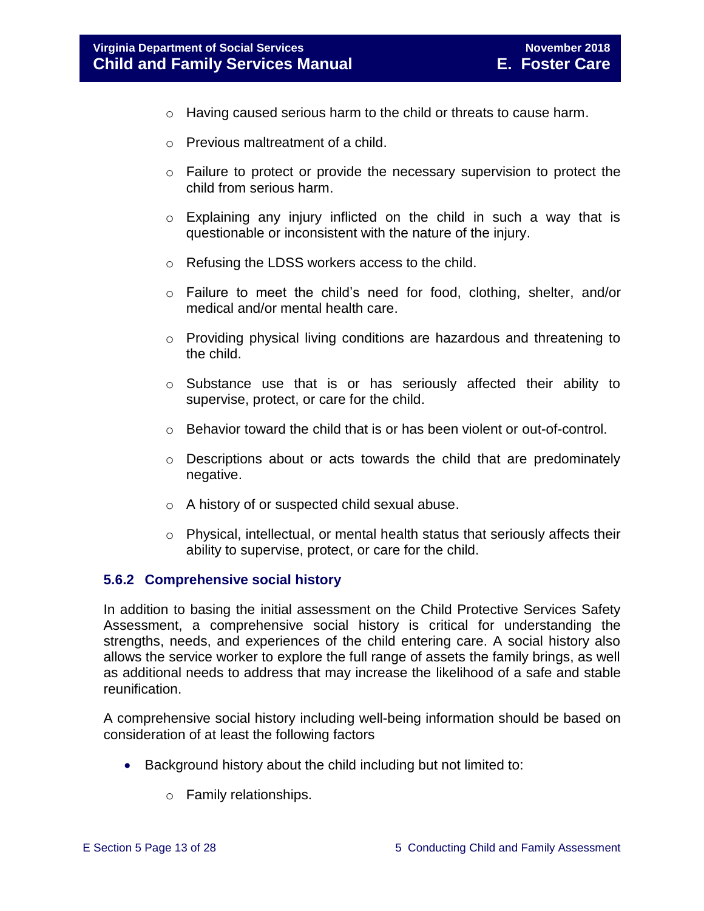- Having caused serious harm to the child or threats to cause harm.
  - Previous maltreatment of a child.
  - Failure to protect or provide the necessary supervision to protect the child from serious harm.
  - Explaining any injury inflicted on the child in such a way that is questionable or inconsistent with the nature of the injury.
  - Refusing the LDSS workers access to the child.
  - Failure to meet the child's need for food, clothing, shelter, and/or medical and/or mental health care.
  - Providing physical living conditions are hazardous and threatening to the child.
  - Substance use that is or has seriously affected their ability to supervise, protect, or care for the child.
  - Behavior toward the child that is or has been violent or out-of-control.
  - Descriptions about or acts towards the child that are predominately negative.
  - A history of or suspected child sexual abuse.
  - Physical, intellectual, or mental health status that seriously affects their ability to supervise, protect, or care for the child.

### 5.6.2 Comprehensive social history

In addition to basing the initial assessment on the Child Protective Services Safety Assessment, a comprehensive social history is critical for understanding the strengths, needs, and experiences of the child entering care. A social history also allows the service worker to explore the full range of assets the family brings, as well as additional needs to address that may increase the likelihood of a safe and stable reunification.

A comprehensive social history including well-being information should be based on consideration of at least the following factors

- Background history about the child including but not limited to:
  - Family relationships.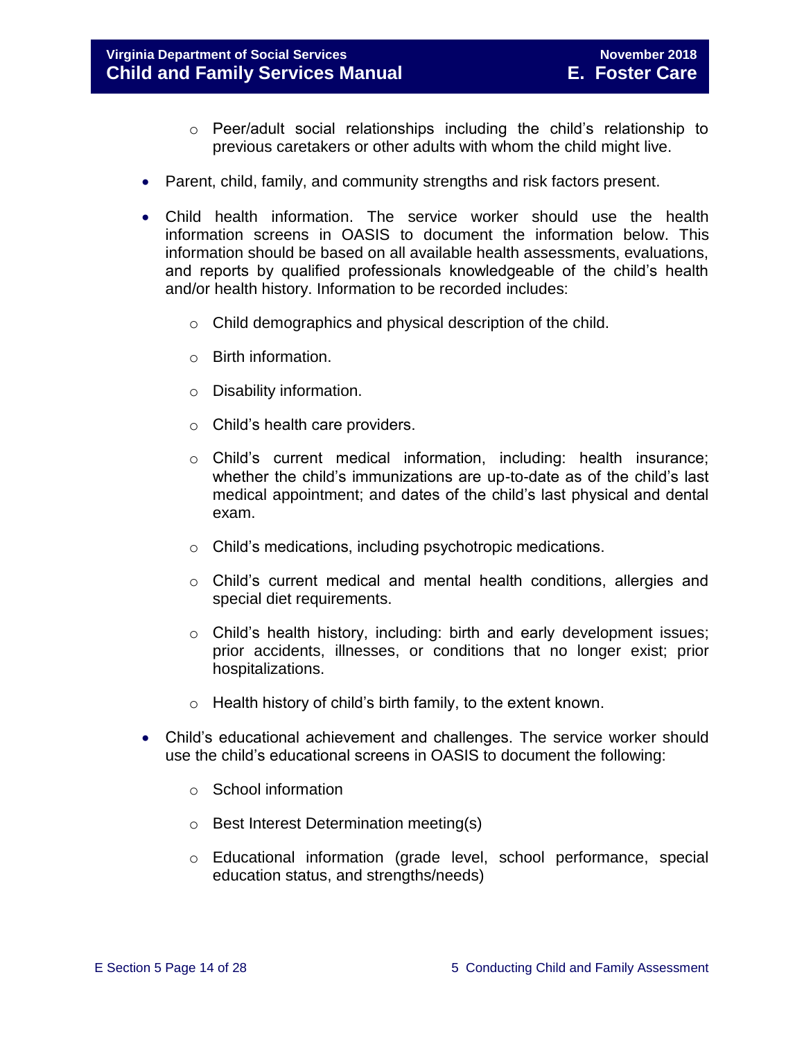- Peer/adult social relationships including the child's relationship to previous caretakers or other adults with whom the child might live.

- Parent, child, family, and community strengths and risk factors present.

- Child health information. The service worker should use the health information screens in OASIS to document the information below. This information should be based on all available health assessments, evaluations, and reports by qualified professionals knowledgeable of the child's health and/or health history. Information to be recorded includes:

  - Child demographics and physical description of the child.

  - Birth information.

  - Disability information.

  - Child's health care providers.

  - Child's current medical information, including: health insurance; whether the child's immunizations are up-to-date as of the child's last medical appointment; and dates of the child's last physical and dental exam.

  - Child's medications, including psychotropic medications.

  - Child's current medical and mental health conditions, allergies and special diet requirements.

  - Child's health history, including: birth and early development issues; prior accidents, illnesses, or conditions that no longer exist; prior hospitalizations.

  - Health history of child's birth family, to the extent known.

- Child's educational achievement and challenges. The service worker should use the child's educational screens in OASIS to document the following:

  - School information

  - Best Interest Determination meeting(s)

  - Educational information (grade level, school performance, special education status, and strengths/needs)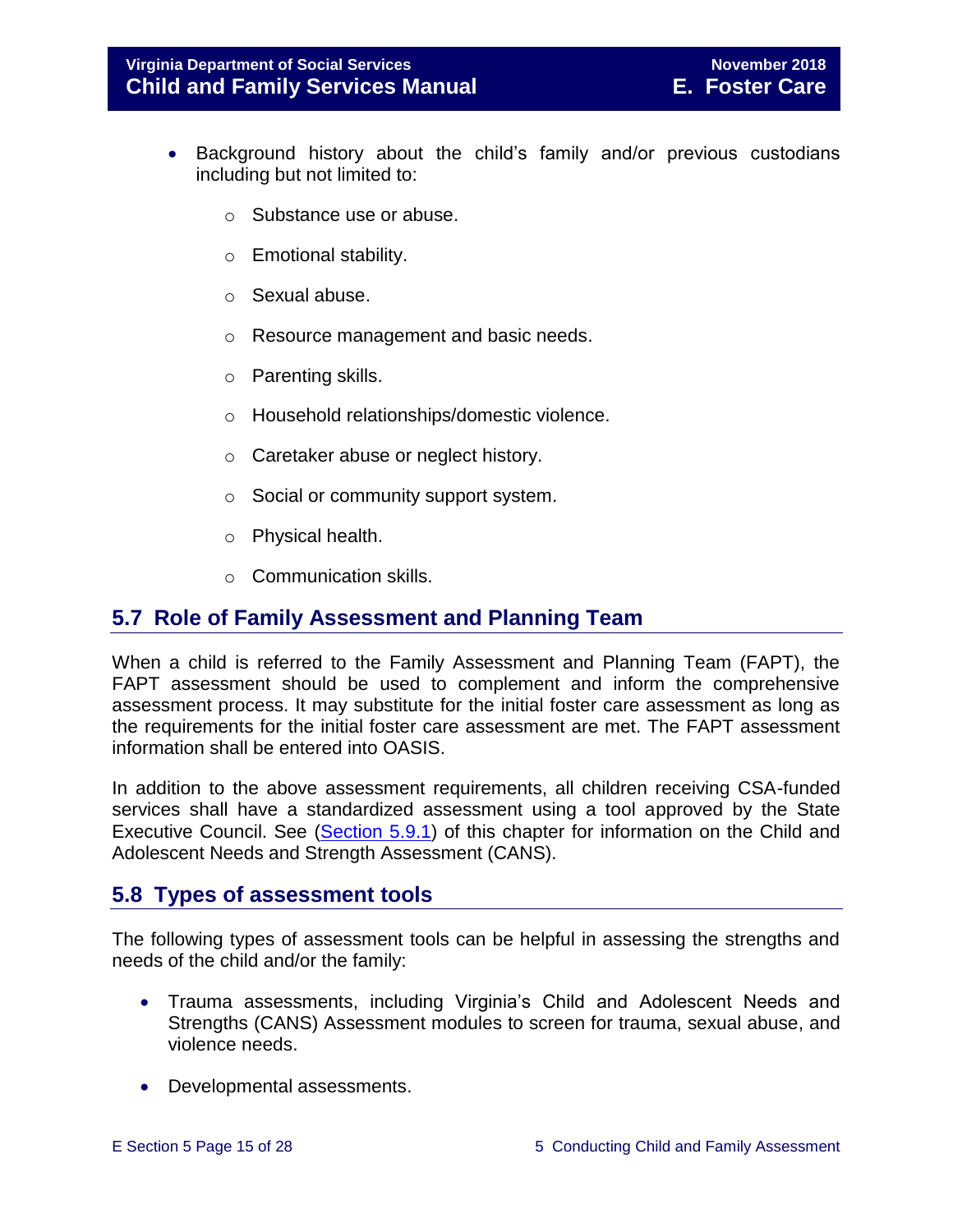- Background history about the child's family and/or previous custodians including but not limited to:
  - Substance use or abuse.
  - Emotional stability.
  - Sexual abuse.
  - Resource management and basic needs.
  - Parenting skills.
  - Household relationships/domestic violence.
  - Caretaker abuse or neglect history.
  - Social or community support system.
  - Physical health.
  - Communication skills.

## 5.7 Role of Family Assessment and Planning Team

When a child is referred to the Family Assessment and Planning Team (FAPT), the FAPT assessment should be used to complement and inform the comprehensive assessment process. It may substitute for the initial foster care assessment as long as the requirements for the initial foster care assessment are met. The FAPT assessment information shall be entered into OASIS.

In addition to the above assessment requirements, all children receiving CSA-funded services shall have a standardized assessment using a tool approved by the State Executive Council. See (Section 5.9.1) of this chapter for information on the Child and Adolescent Needs and Strength Assessment (CANS).

## 5.8 Types of assessment tools

The following types of assessment tools can be helpful in assessing the strengths and needs of the child and/or the family:

- Trauma assessments, including Virginia's Child and Adolescent Needs and Strengths (CANS) Assessment modules to screen for trauma, sexual abuse, and violence needs.
- Developmental assessments.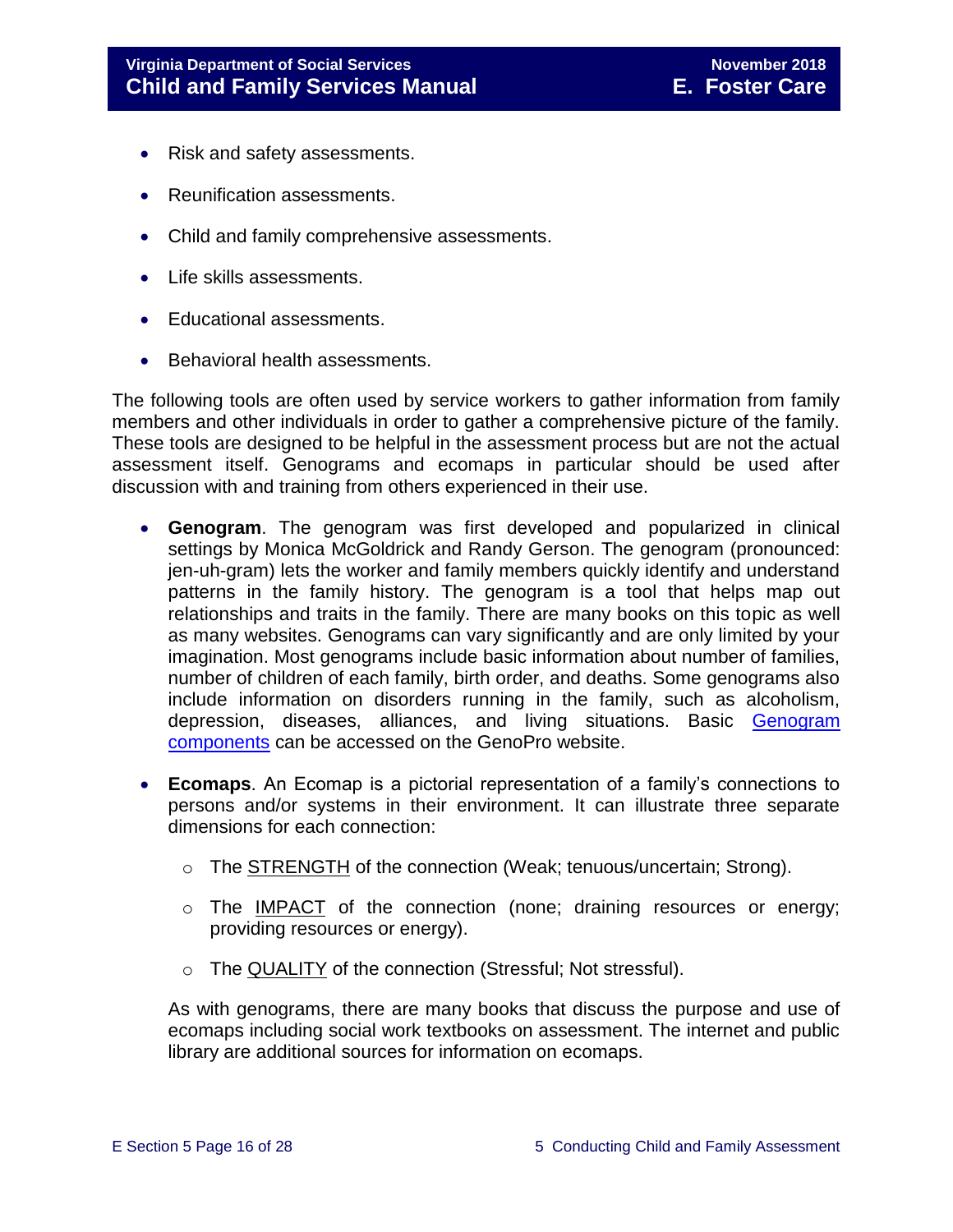- Risk and safety assessments.
- Reunification assessments.
- Child and family comprehensive assessments.
- Life skills assessments.
- Educational assessments.
- Behavioral health assessments.

The following tools are often used by service workers to gather information from family members and other individuals in order to gather a comprehensive picture of the family. These tools are designed to be helpful in the assessment process but are not the actual assessment itself. Genograms and ecomaps in particular should be used after discussion with and training from others experienced in their use.

- **Genogram**. The genogram was first developed and popularized in clinical settings by Monica McGoldrick and Randy Gerson. The genogram (pronounced: jen-uh-gram) lets the worker and family members quickly identify and understand patterns in the family history. The genogram is a tool that helps map out relationships and traits in the family. There are many books on this topic as well as many websites. Genograms can vary significantly and are only limited by your imagination. Most genograms include basic information about number of families, number of children of each family, birth order, and deaths. Some genograms also include information on disorders running in the family, such as alcoholism, depression, diseases, alliances, and living situations. Basic Genogram components can be accessed on the GenoPro website.

- **Ecomaps**. An Ecomap is a pictorial representation of a family's connections to persons and/or systems in their environment. It can illustrate three separate dimensions for each connection:

    - The STRENGTH of the connection (Weak; tenuous/uncertain; Strong).
    - The IMPACT of the connection (none; draining resources or energy; providing resources or energy).
    - The QUALITY of the connection (Stressful; Not stressful).

  As with genograms, there are many books that discuss the purpose and use of ecomaps including social work textbooks on assessment. The internet and public library are additional sources for information on ecomaps.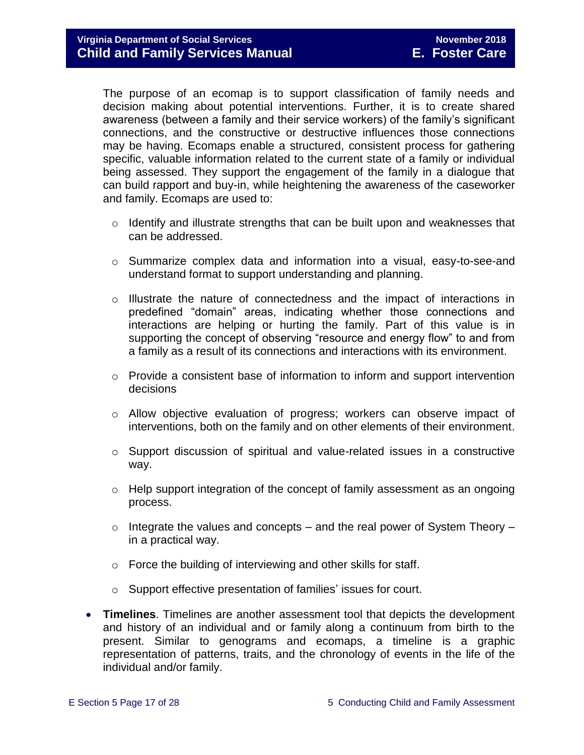The purpose of an ecomap is to support classification of family needs and decision making about potential interventions. Further, it is to create shared awareness (between a family and their service workers) of the family's significant connections, and the constructive or destructive influences those connections may be having. Ecomaps enable a structured, consistent process for gathering specific, valuable information related to the current state of a family or individual being assessed. They support the engagement of the family in a dialogue that can build rapport and buy-in, while heightening the awareness of the caseworker and family. Ecomaps are used to:

- Identify and illustrate strengths that can be built upon and weaknesses that can be addressed.
- Summarize complex data and information into a visual, easy-to-see-and understand format to support understanding and planning.
- Illustrate the nature of connectedness and the impact of interactions in predefined "domain" areas, indicating whether those connections and interactions are helping or hurting the family. Part of this value is in supporting the concept of observing "resource and energy flow" to and from a family as a result of its connections and interactions with its environment.
- Provide a consistent base of information to inform and support intervention decisions
- Allow objective evaluation of progress; workers can observe impact of interventions, both on the family and on other elements of their environment.
- Support discussion of spiritual and value-related issues in a constructive way.
- Help support integration of the concept of family assessment as an ongoing process.
- Integrate the values and concepts – and the real power of System Theory – in a practical way.
- Force the building of interviewing and other skills for staff.
- Support effective presentation of families' issues for court.

- **Timelines**. Timelines are another assessment tool that depicts the development and history of an individual and or family along a continuum from birth to the present. Similar to genograms and ecomaps, a timeline is a graphic representation of patterns, traits, and the chronology of events in the life of the individual and/or family.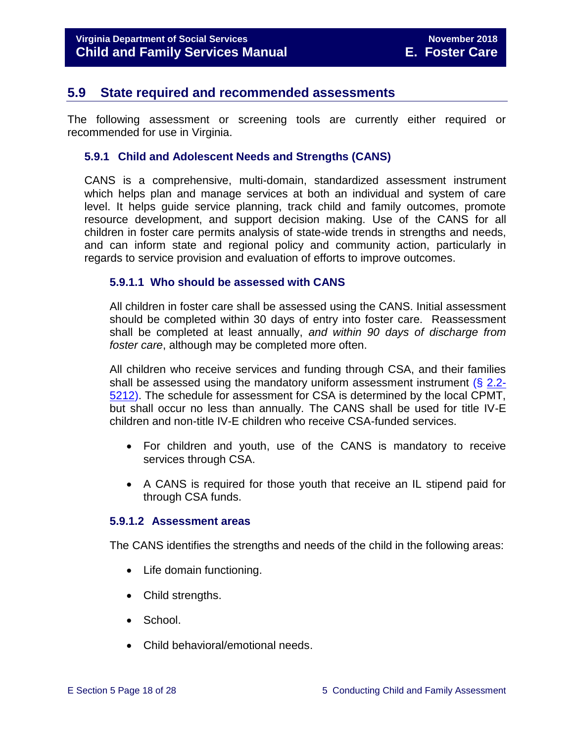## 5.9 State required and recommended assessments

The following assessment or screening tools are currently either required or recommended for use in Virginia.

### 5.9.1 Child and Adolescent Needs and Strengths (CANS)

CANS is a comprehensive, multi-domain, standardized assessment instrument which helps plan and manage services at both an individual and system of care level. It helps guide service planning, track child and family outcomes, promote resource development, and support decision making. Use of the CANS for all children in foster care permits analysis of state-wide trends in strengths and needs, and can inform state and regional policy and community action, particularly in regards to service provision and evaluation of efforts to improve outcomes.

#### 5.9.1.1 Who should be assessed with CANS

All children in foster care shall be assessed using the CANS. Initial assessment should be completed within 30 days of entry into foster care. Reassessment shall be completed at least annually, *and within 90 days of discharge from foster care*, although may be completed more often.

All children who receive services and funding through CSA, and their families shall be assessed using the mandatory uniform assessment instrument (§ 2.2-5212). The schedule for assessment for CSA is determined by the local CPMT, but shall occur no less than annually. The CANS shall be used for title IV-E children and non-title IV-E children who receive CSA-funded services.

- For children and youth, use of the CANS is mandatory to receive services through CSA.
- A CANS is required for those youth that receive an IL stipend paid for through CSA funds.

#### 5.9.1.2 Assessment areas

The CANS identifies the strengths and needs of the child in the following areas:

- Life domain functioning.
- Child strengths.
- School.
- Child behavioral/emotional needs.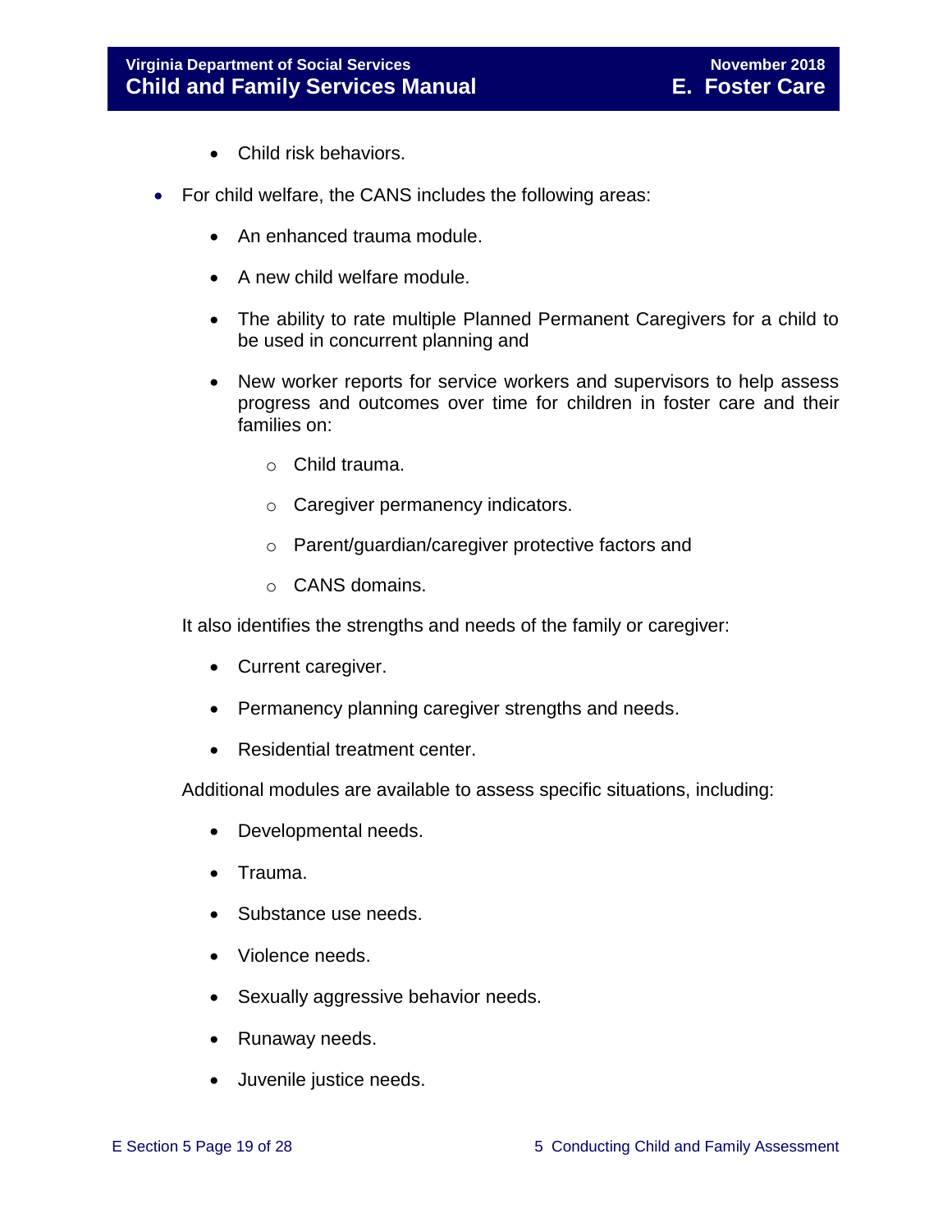- Child risk behaviors.

- For child welfare, the CANS includes the following areas:
    - An enhanced trauma module.
    - A new child welfare module.
    - The ability to rate multiple Planned Permanent Caregivers for a child to be used in concurrent planning and
    - New worker reports for service workers and supervisors to help assess progress and outcomes over time for children in foster care and their families on:
        - Child trauma.
        - Caregiver permanency indicators.
        - Parent/guardian/caregiver protective factors and
        - CANS domains.

  It also identifies the strengths and needs of the family or caregiver:

    - Current caregiver.
    - Permanency planning caregiver strengths and needs.
    - Residential treatment center.

  Additional modules are available to assess specific situations, including:

    - Developmental needs.
    - Trauma.
    - Substance use needs.
    - Violence needs.
    - Sexually aggressive behavior needs.
    - Runaway needs.
    - Juvenile justice needs.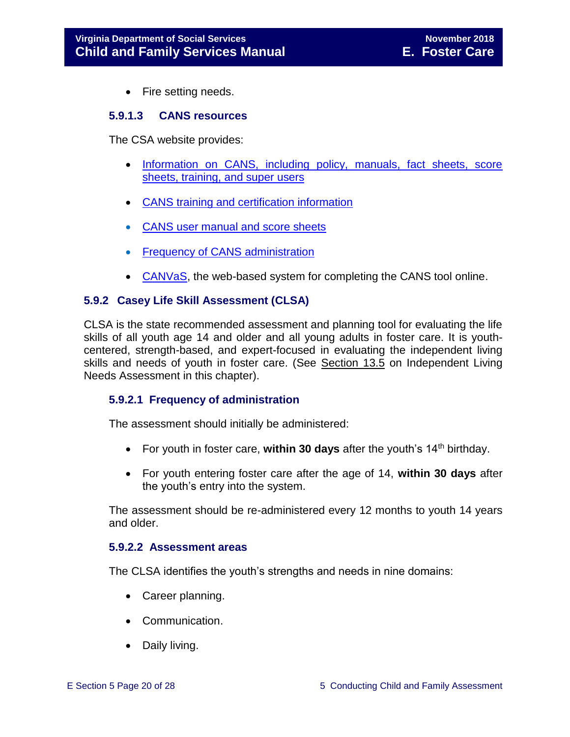- Fire setting needs.

#### 5.9.1.3 CANS resources

The CSA website provides:

- Information on CANS, including policy, manuals, fact sheets, score sheets, training, and super users
- CANS training and certification information
- CANS user manual and score sheets
- Frequency of CANS administration
- CANVaS, the web-based system for completing the CANS tool online.

### 5.9.2 Casey Life Skill Assessment (CLSA)

CLSA is the state recommended assessment and planning tool for evaluating the life skills of all youth age 14 and older and all young adults in foster care. It is youth-centered, strength-based, and expert-focused in evaluating the independent living skills and needs of youth in foster care. (See Section 13.5 on Independent Living Needs Assessment in this chapter).

#### 5.9.2.1 Frequency of administration

The assessment should initially be administered:

- For youth in foster care, **within 30 days** after the youth's 14th birthday.
- For youth entering foster care after the age of 14, **within 30 days** after the youth's entry into the system.

The assessment should be re-administered every 12 months to youth 14 years and older.

#### 5.9.2.2 Assessment areas

The CLSA identifies the youth's strengths and needs in nine domains:

- Career planning.
- Communication.
- Daily living.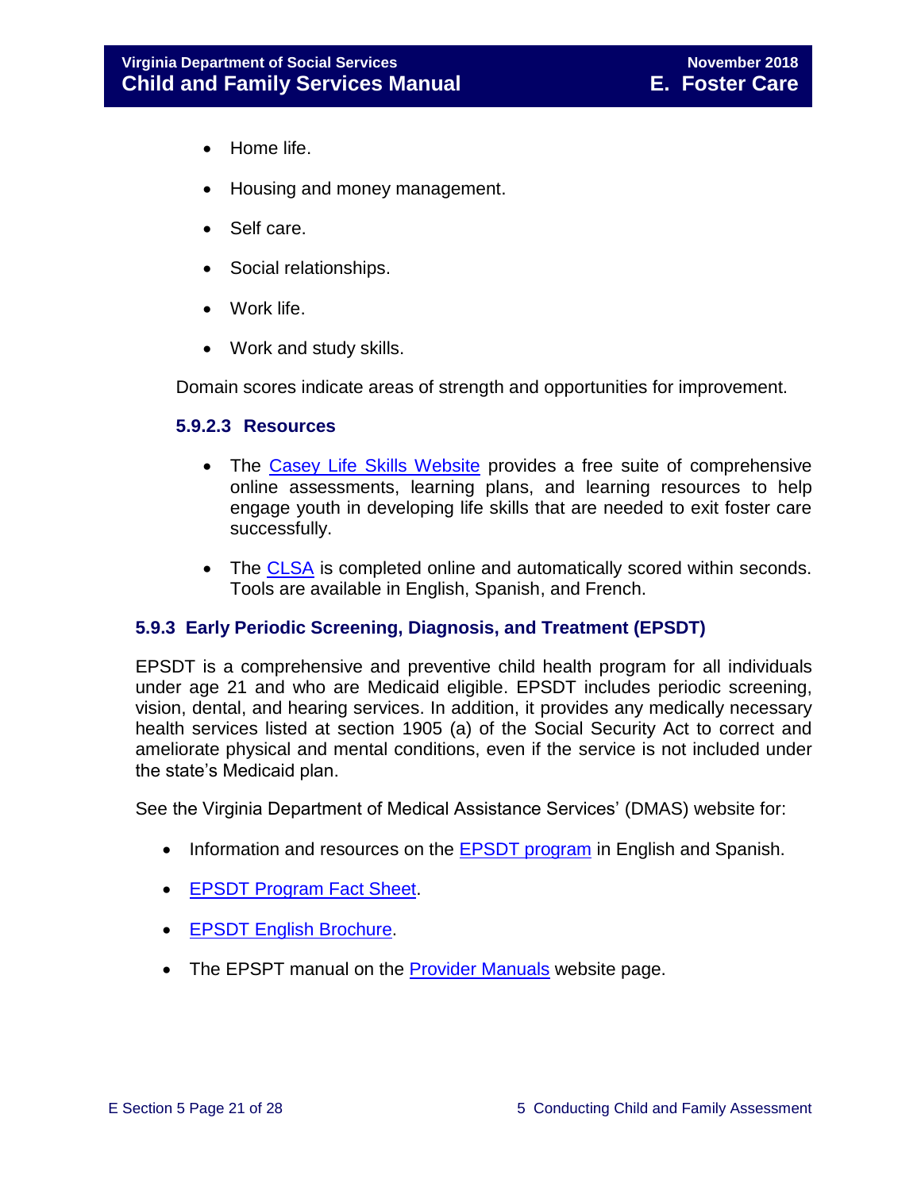- Home life.
- Housing and money management.
- Self care.
- Social relationships.
- Work life.
- Work and study skills.

Domain scores indicate areas of strength and opportunities for improvement.

#### 5.9.2.3 Resources

- The Casey Life Skills Website provides a free suite of comprehensive online assessments, learning plans, and learning resources to help engage youth in developing life skills that are needed to exit foster care successfully.
- The CLSA is completed online and automatically scored within seconds. Tools are available in English, Spanish, and French.

### 5.9.3 Early Periodic Screening, Diagnosis, and Treatment (EPSDT)

EPSDT is a comprehensive and preventive child health program for all individuals under age 21 and who are Medicaid eligible. EPSDT includes periodic screening, vision, dental, and hearing services. In addition, it provides any medically necessary health services listed at section 1905 (a) of the Social Security Act to correct and ameliorate physical and mental conditions, even if the service is not included under the state's Medicaid plan.

See the Virginia Department of Medical Assistance Services' (DMAS) website for:

- Information and resources on the EPSDT program in English and Spanish.
- EPSDT Program Fact Sheet.
- EPSDT English Brochure.
- The EPSPT manual on the Provider Manuals website page.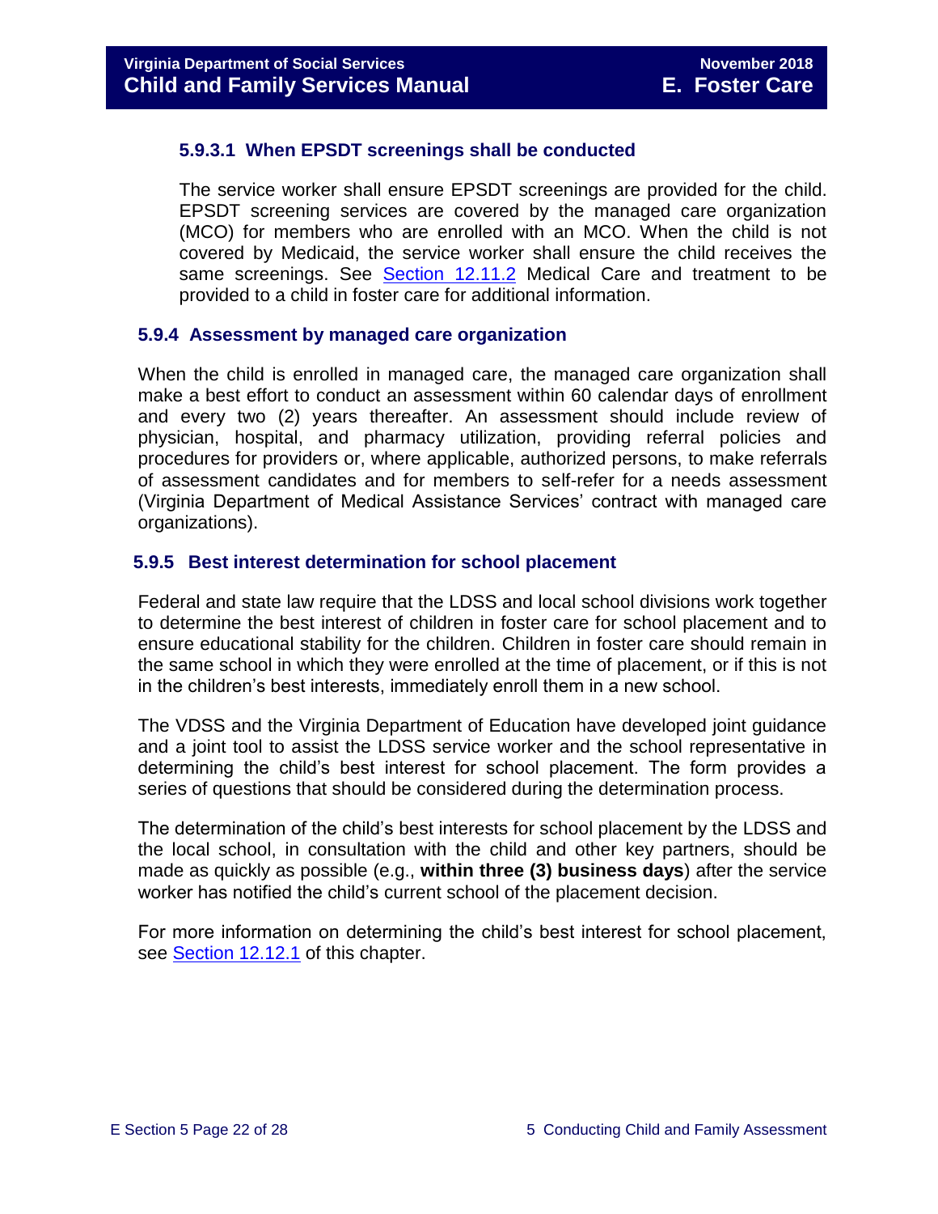#### 5.9.3.1 When EPSDT screenings shall be conducted

The service worker shall ensure EPSDT screenings are provided for the child. EPSDT screening services are covered by the managed care organization (MCO) for members who are enrolled with an MCO. When the child is not covered by Medicaid, the service worker shall ensure the child receives the same screenings. See Section 12.11.2 Medical Care and treatment to be provided to a child in foster care for additional information.

### 5.9.4 Assessment by managed care organization

When the child is enrolled in managed care, the managed care organization shall make a best effort to conduct an assessment within 60 calendar days of enrollment and every two (2) years thereafter. An assessment should include review of physician, hospital, and pharmacy utilization, providing referral policies and procedures for providers or, where applicable, authorized persons, to make referrals of assessment candidates and for members to self-refer for a needs assessment (Virginia Department of Medical Assistance Services' contract with managed care organizations).

### 5.9.5 Best interest determination for school placement

Federal and state law require that the LDSS and local school divisions work together to determine the best interest of children in foster care for school placement and to ensure educational stability for the children. Children in foster care should remain in the same school in which they were enrolled at the time of placement, or if this is not in the children's best interests, immediately enroll them in a new school.

The VDSS and the Virginia Department of Education have developed joint guidance and a joint tool to assist the LDSS service worker and the school representative in determining the child's best interest for school placement. The form provides a series of questions that should be considered during the determination process.

The determination of the child's best interests for school placement by the LDSS and the local school, in consultation with the child and other key partners, should be made as quickly as possible (e.g., **within three (3) business days**) after the service worker has notified the child's current school of the placement decision.

For more information on determining the child's best interest for school placement, see Section 12.12.1 of this chapter.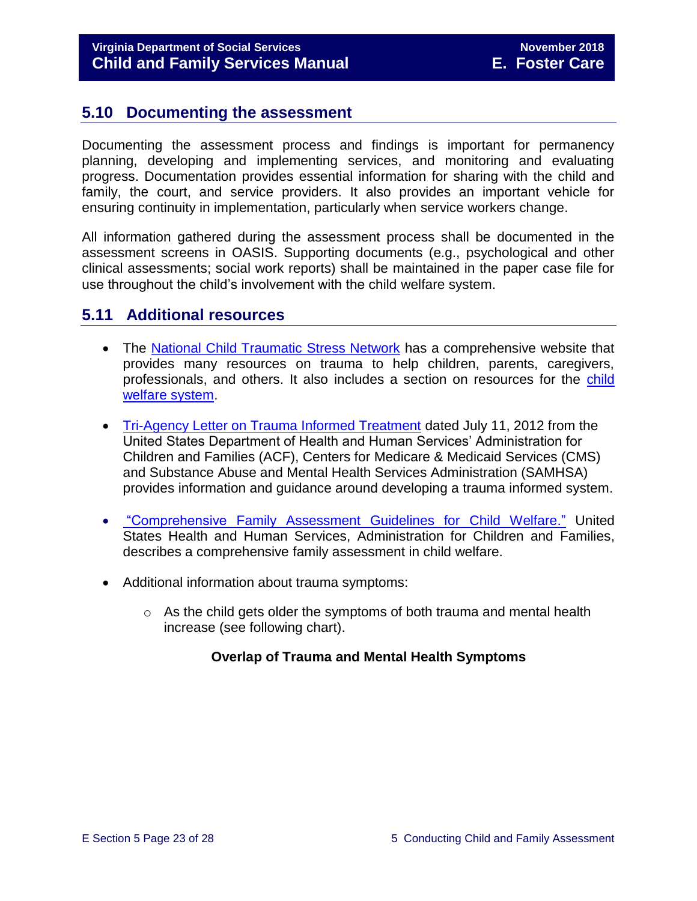## 5.10 Documenting the assessment

Documenting the assessment process and findings is important for permanency planning, developing and implementing services, and monitoring and evaluating progress. Documentation provides essential information for sharing with the child and family, the court, and service providers. It also provides an important vehicle for ensuring continuity in implementation, particularly when service workers change.

All information gathered during the assessment process shall be documented in the assessment screens in OASIS. Supporting documents (e.g., psychological and other clinical assessments; social work reports) shall be maintained in the paper case file for use throughout the child's involvement with the child welfare system.

## 5.11 Additional resources

- The National Child Traumatic Stress Network has a comprehensive website that provides many resources on trauma to help children, parents, caregivers, professionals, and others. It also includes a section on resources for the child welfare system.

- Tri-Agency Letter on Trauma Informed Treatment dated July 11, 2012 from the United States Department of Health and Human Services' Administration for Children and Families (ACF), Centers for Medicare & Medicaid Services (CMS) and Substance Abuse and Mental Health Services Administration (SAMHSA) provides information and guidance around developing a trauma informed system.

- "Comprehensive Family Assessment Guidelines for Child Welfare." United States Health and Human Services, Administration for Children and Families, describes a comprehensive family assessment in child welfare.

- Additional information about trauma symptoms:
  - As the child gets older the symptoms of both trauma and mental health increase (see following chart).

**Overlap of Trauma and Mental Health Symptoms**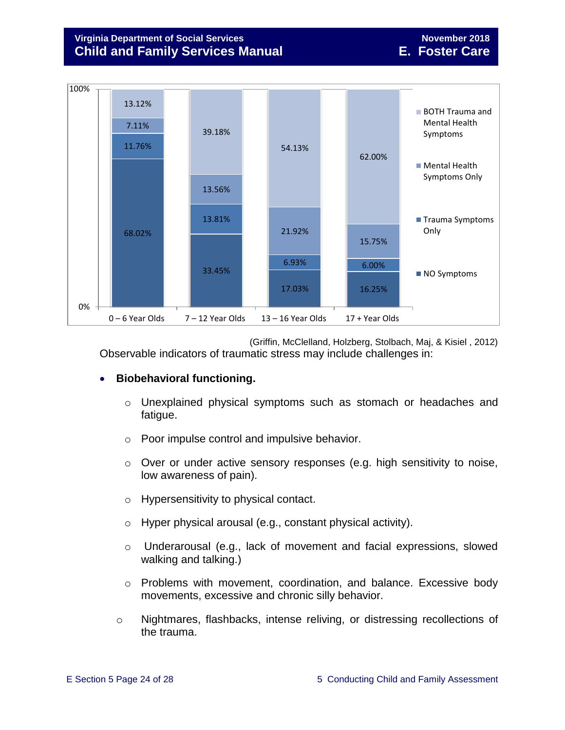| | 0 – 6 Year Olds | 7 – 12 Year Olds | 13 – 16 Year Olds | 17 + Year Olds |
|---|---|---|---|---|
| BOTH Trauma and Mental Health Symptoms | 13.12% | 39.18% | 54.13% | 62.00% |
| Mental Health Symptoms Only | 7.11% | 13.56% | 21.92% | 15.75% |
| Trauma Symptoms Only | 11.76% | 13.81% | 6.93% | 6.00% |
| NO Symptoms | 68.02% | 33.45% | 17.03% | 16.25% |

(Griffin, McClelland, Holzberg, Stolbach, Maj, & Kisiel , 2012)

Observable indicators of traumatic stress may include challenges in:

- **Biobehavioral functioning.**
  - Unexplained physical symptoms such as stomach or headaches and fatigue.
  - Poor impulse control and impulsive behavior.
  - Over or under active sensory responses (e.g. high sensitivity to noise, low awareness of pain).
  - Hypersensitivity to physical contact.
  - Hyper physical arousal (e.g., constant physical activity).
  - Underarousal (e.g., lack of movement and facial expressions, slowed walking and talking.)
  - Problems with movement, coordination, and balance. Excessive body movements, excessive and chronic silly behavior.
  - Nightmares, flashbacks, intense reliving, or distressing recollections of the trauma.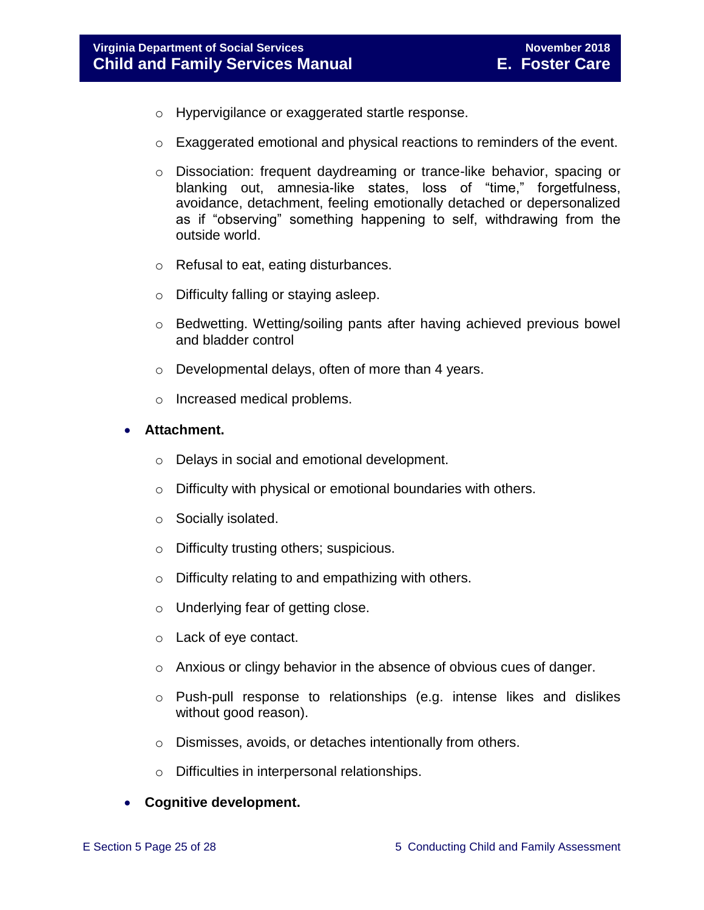- Hypervigilance or exaggerated startle response.
  - Exaggerated emotional and physical reactions to reminders of the event.
  - Dissociation: frequent daydreaming or trance-like behavior, spacing or blanking out, amnesia-like states, loss of "time," forgetfulness, avoidance, detachment, feeling emotionally detached or depersonalized as if "observing" something happening to self, withdrawing from the outside world.
  - Refusal to eat, eating disturbances.
  - Difficulty falling or staying asleep.
  - Bedwetting. Wetting/soiling pants after having achieved previous bowel and bladder control
  - Developmental delays, often of more than 4 years.
  - Increased medical problems.

- **Attachment.**
  - Delays in social and emotional development.
  - Difficulty with physical or emotional boundaries with others.
  - Socially isolated.
  - Difficulty trusting others; suspicious.
  - Difficulty relating to and empathizing with others.
  - Underlying fear of getting close.
  - Lack of eye contact.
  - Anxious or clingy behavior in the absence of obvious cues of danger.
  - Push-pull response to relationships (e.g. intense likes and dislikes without good reason).
  - Dismisses, avoids, or detaches intentionally from others.
  - Difficulties in interpersonal relationships.

- **Cognitive development.**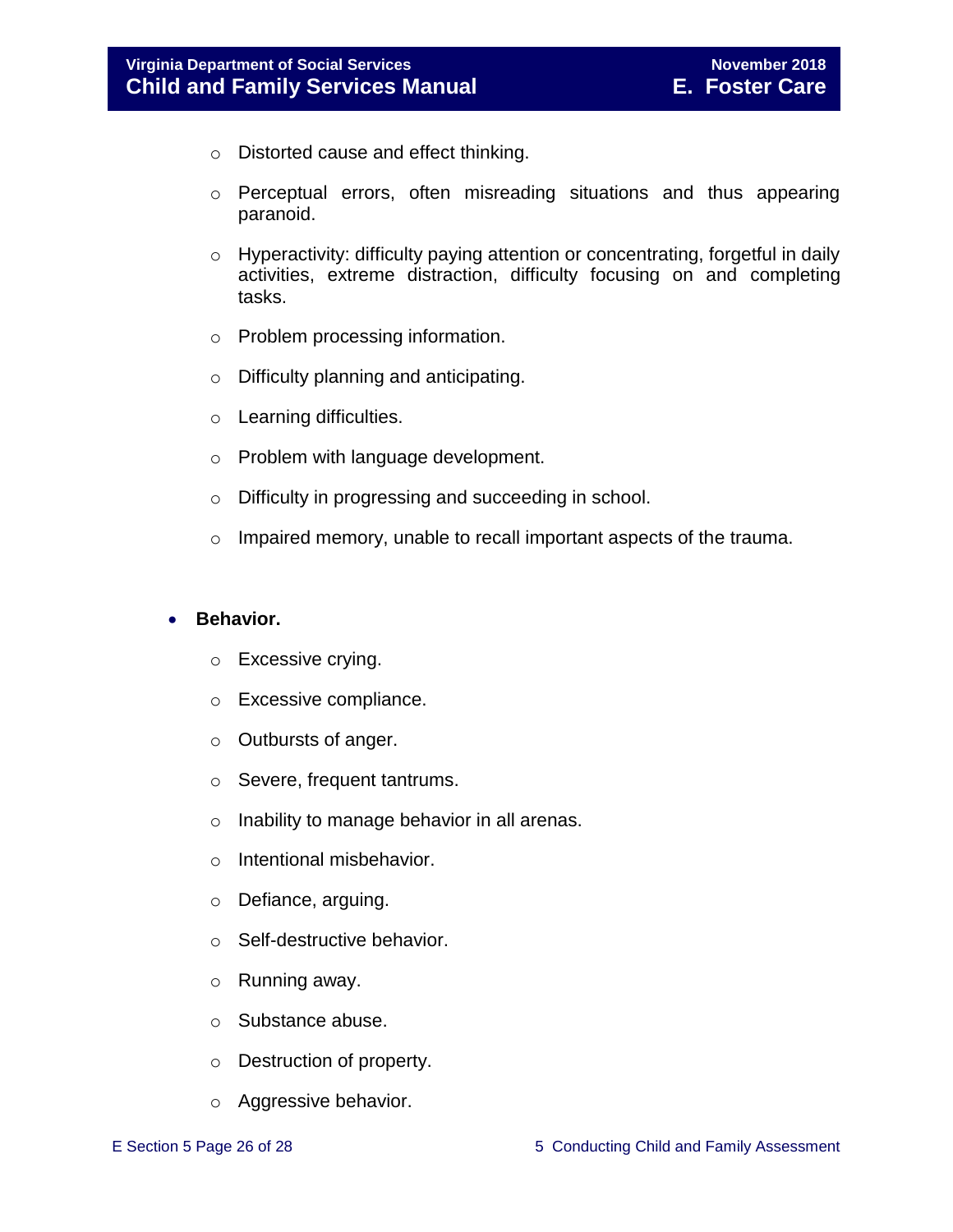- Distorted cause and effect thinking.
  - Perceptual errors, often misreading situations and thus appearing paranoid.
  - Hyperactivity: difficulty paying attention or concentrating, forgetful in daily activities, extreme distraction, difficulty focusing on and completing tasks.
  - Problem processing information.
  - Difficulty planning and anticipating.
  - Learning difficulties.
  - Problem with language development.
  - Difficulty in progressing and succeeding in school.
  - Impaired memory, unable to recall important aspects of the trauma.

- **Behavior.**
  - Excessive crying.
  - Excessive compliance.
  - Outbursts of anger.
  - Severe, frequent tantrums.
  - Inability to manage behavior in all arenas.
  - Intentional misbehavior.
  - Defiance, arguing.
  - Self-destructive behavior.
  - Running away.
  - Substance abuse.
  - Destruction of property.
  - Aggressive behavior.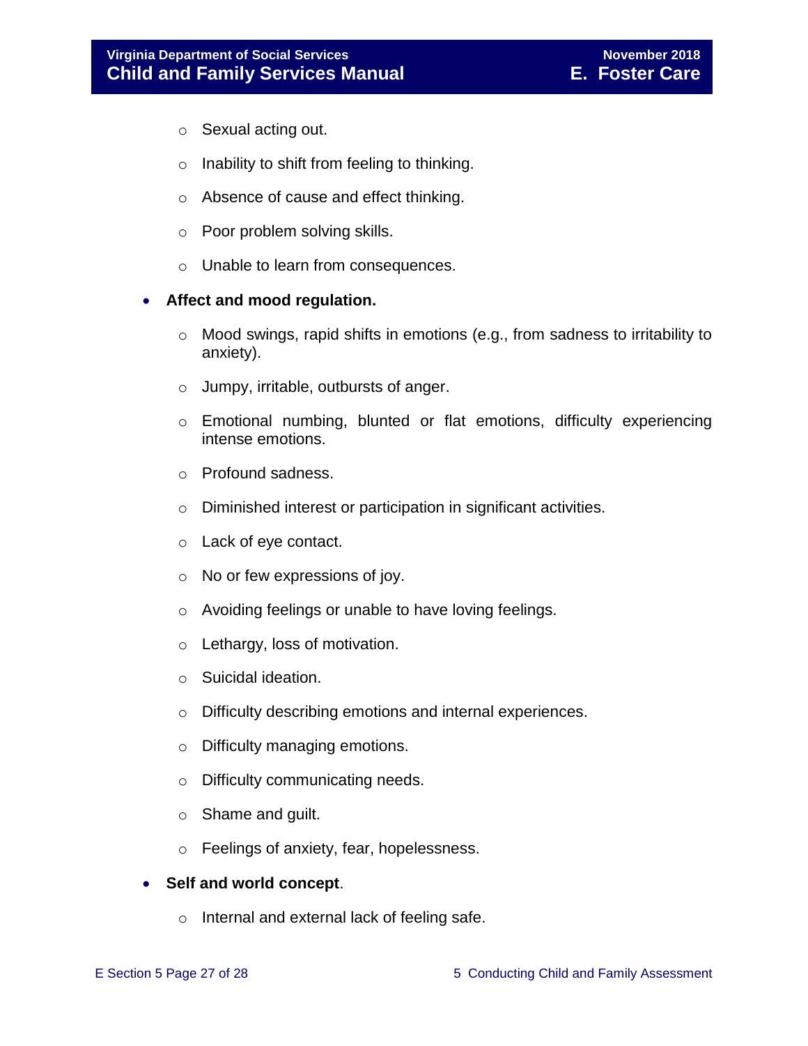- Sexual acting out.
    - Inability to shift from feeling to thinking.
    - Absence of cause and effect thinking.
    - Poor problem solving skills.
    - Unable to learn from consequences.

- **Affect and mood regulation.**
    - Mood swings, rapid shifts in emotions (e.g., from sadness to irritability to anxiety).
    - Jumpy, irritable, outbursts of anger.
    - Emotional numbing, blunted or flat emotions, difficulty experiencing intense emotions.
    - Profound sadness.
    - Diminished interest or participation in significant activities.
    - Lack of eye contact.
    - No or few expressions of joy.
    - Avoiding feelings or unable to have loving feelings.
    - Lethargy, loss of motivation.
    - Suicidal ideation.
    - Difficulty describing emotions and internal experiences.
    - Difficulty managing emotions.
    - Difficulty communicating needs.
    - Shame and guilt.
    - Feelings of anxiety, fear, hopelessness.

- **Self and world concept**.
    - Internal and external lack of feeling safe.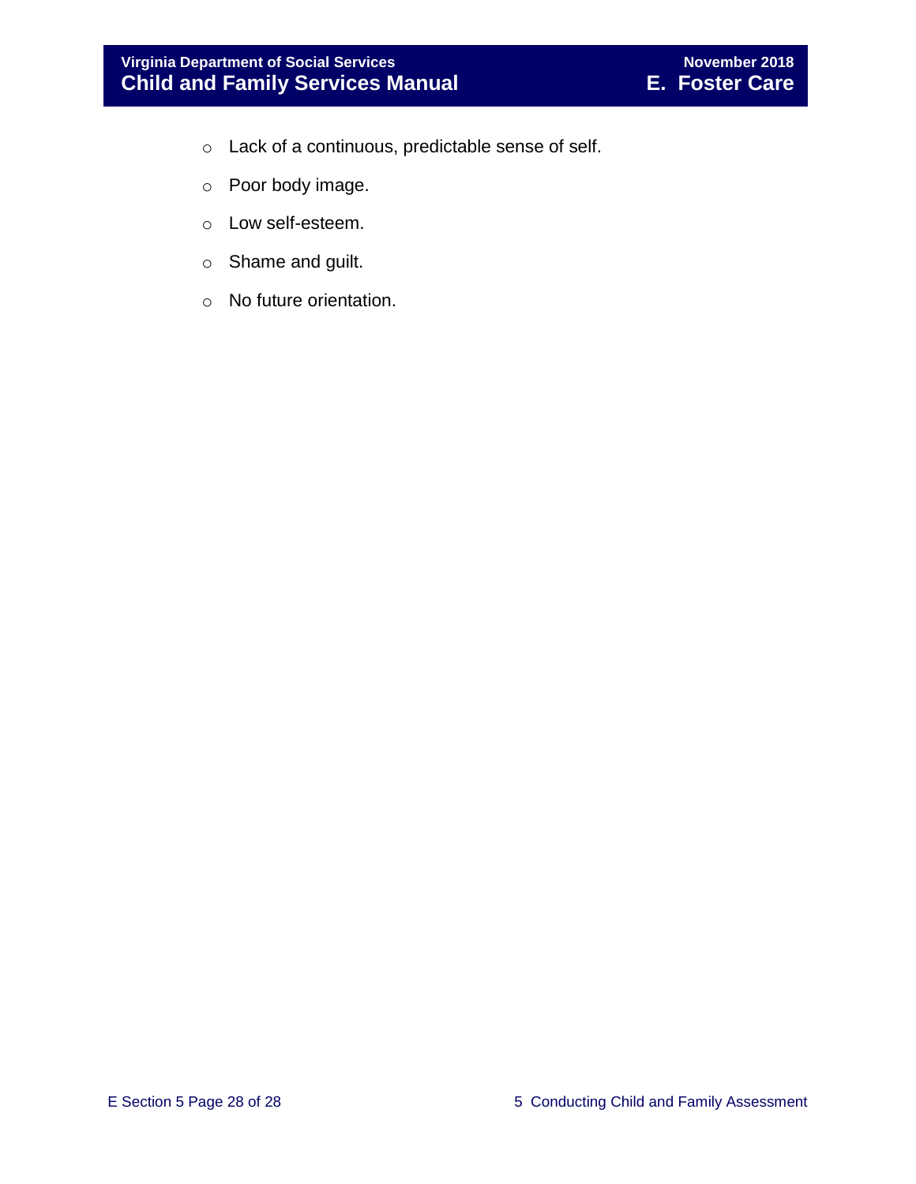- Lack of a continuous, predictable sense of self.
- Poor body image.
- Low self-esteem.
- Shame and guilt.
- No future orientation.